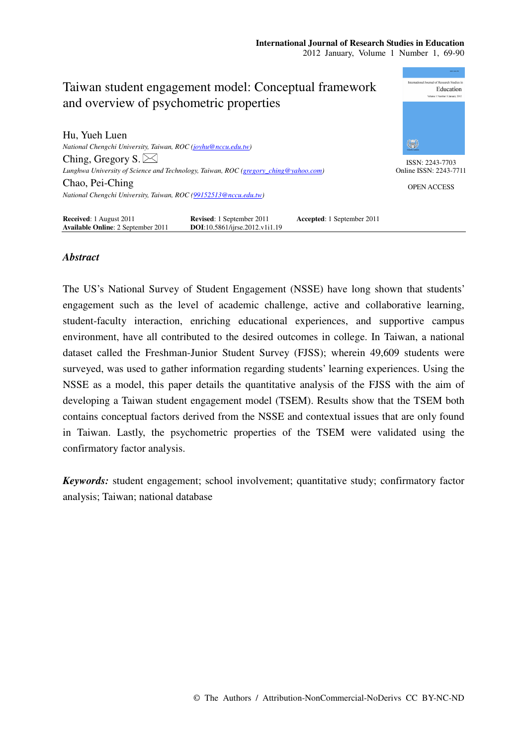# Taiwan student engagement model: Conceptual framework and overview of psychometric properties

Hu, Yueh Luen
*National Chengchi University, Taiwan, ROC (joyhu@nccu.edu.tw)*

Ching, Gregory S.
*Lunghwa University of Science and Technology, Taiwan, ROC (gregory_ching@yahoo.com)*

Chao, Pei-Ching
*National Chengchi University, Taiwan, ROC (99152513@nccu.edu.tw)*

ISSN: 2243-7703
Online ISSN: 2243-7711

OPEN ACCESS

**Received**: 1 August 2011 **Revised**: 1 September 2011 **Accepted**: 1 September 2011
**Available Online**: 2 September 2011 **DOI**:10.5861/ijrse.2012.v1i1.19

## *Abstract*

The US's National Survey of Student Engagement (NSSE) have long shown that students' engagement such as the level of academic challenge, active and collaborative learning, student-faculty interaction, enriching educational experiences, and supportive campus environment, have all contributed to the desired outcomes in college. In Taiwan, a national dataset called the Freshman-Junior Student Survey (FJSS); wherein 49,609 students were surveyed, was used to gather information regarding students' learning experiences. Using the NSSE as a model, this paper details the quantitative analysis of the FJSS with the aim of developing a Taiwan student engagement model (TSEM). Results show that the TSEM both contains conceptual factors derived from the NSSE and contextual issues that are only found in Taiwan. Lastly, the psychometric properties of the TSEM were validated using the confirmatory factor analysis.

***Keywords:*** student engagement; school involvement; quantitative study; confirmatory factor analysis; Taiwan; national database

© The Authors / Attribution-NonCommercial-NoDerivs CC BY-NC-ND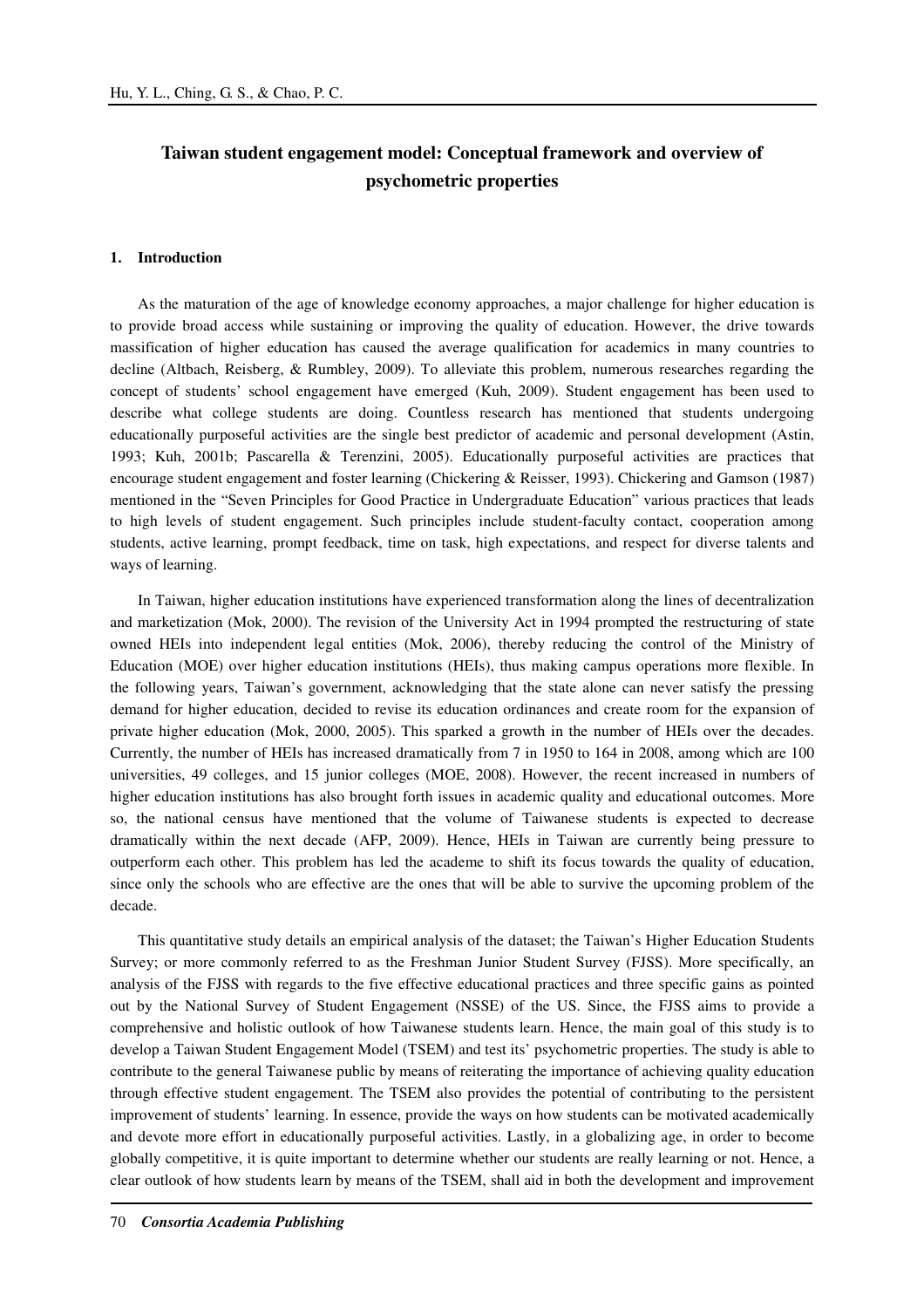# Taiwan student engagement model: Conceptual framework and overview of psychometric properties

## 1. Introduction

As the maturation of the age of knowledge economy approaches, a major challenge for higher education is to provide broad access while sustaining or improving the quality of education. However, the drive towards massification of higher education has caused the average qualification for academics in many countries to decline (Altbach, Reisberg, & Rumbley, 2009). To alleviate this problem, numerous researches regarding the concept of students' school engagement have emerged (Kuh, 2009). Student engagement has been used to describe what college students are doing. Countless research has mentioned that students undergoing educationally purposeful activities are the single best predictor of academic and personal development (Astin, 1993; Kuh, 2001b; Pascarella & Terenzini, 2005). Educationally purposeful activities are practices that encourage student engagement and foster learning (Chickering & Reisser, 1993). Chickering and Gamson (1987) mentioned in the "Seven Principles for Good Practice in Undergraduate Education" various practices that leads to high levels of student engagement. Such principles include student-faculty contact, cooperation among students, active learning, prompt feedback, time on task, high expectations, and respect for diverse talents and ways of learning.

In Taiwan, higher education institutions have experienced transformation along the lines of decentralization and marketization (Mok, 2000). The revision of the University Act in 1994 prompted the restructuring of state owned HEIs into independent legal entities (Mok, 2006), thereby reducing the control of the Ministry of Education (MOE) over higher education institutions (HEIs), thus making campus operations more flexible. In the following years, Taiwan's government, acknowledging that the state alone can never satisfy the pressing demand for higher education, decided to revise its education ordinances and create room for the expansion of private higher education (Mok, 2000, 2005). This sparked a growth in the number of HEIs over the decades. Currently, the number of HEIs has increased dramatically from 7 in 1950 to 164 in 2008, among which are 100 universities, 49 colleges, and 15 junior colleges (MOE, 2008). However, the recent increased in numbers of higher education institutions has also brought forth issues in academic quality and educational outcomes. More so, the national census have mentioned that the volume of Taiwanese students is expected to decrease dramatically within the next decade (AFP, 2009). Hence, HEIs in Taiwan are currently being pressure to outperform each other. This problem has led the academe to shift its focus towards the quality of education, since only the schools who are effective are the ones that will be able to survive the upcoming problem of the decade.

This quantitative study details an empirical analysis of the dataset; the Taiwan's Higher Education Students Survey; or more commonly referred to as the Freshman Junior Student Survey (FJSS). More specifically, an analysis of the FJSS with regards to the five effective educational practices and three specific gains as pointed out by the National Survey of Student Engagement (NSSE) of the US. Since, the FJSS aims to provide a comprehensive and holistic outlook of how Taiwanese students learn. Hence, the main goal of this study is to develop a Taiwan Student Engagement Model (TSEM) and test its' psychometric properties. The study is able to contribute to the general Taiwanese public by means of reiterating the importance of achieving quality education through effective student engagement. The TSEM also provides the potential of contributing to the persistent improvement of students' learning. In essence, provide the ways on how students can be motivated academically and devote more effort in educationally purposeful activities. Lastly, in a globalizing age, in order to become globally competitive, it is quite important to determine whether our students are really learning or not. Hence, a clear outlook of how students learn by means of the TSEM, shall aid in both the development and improvement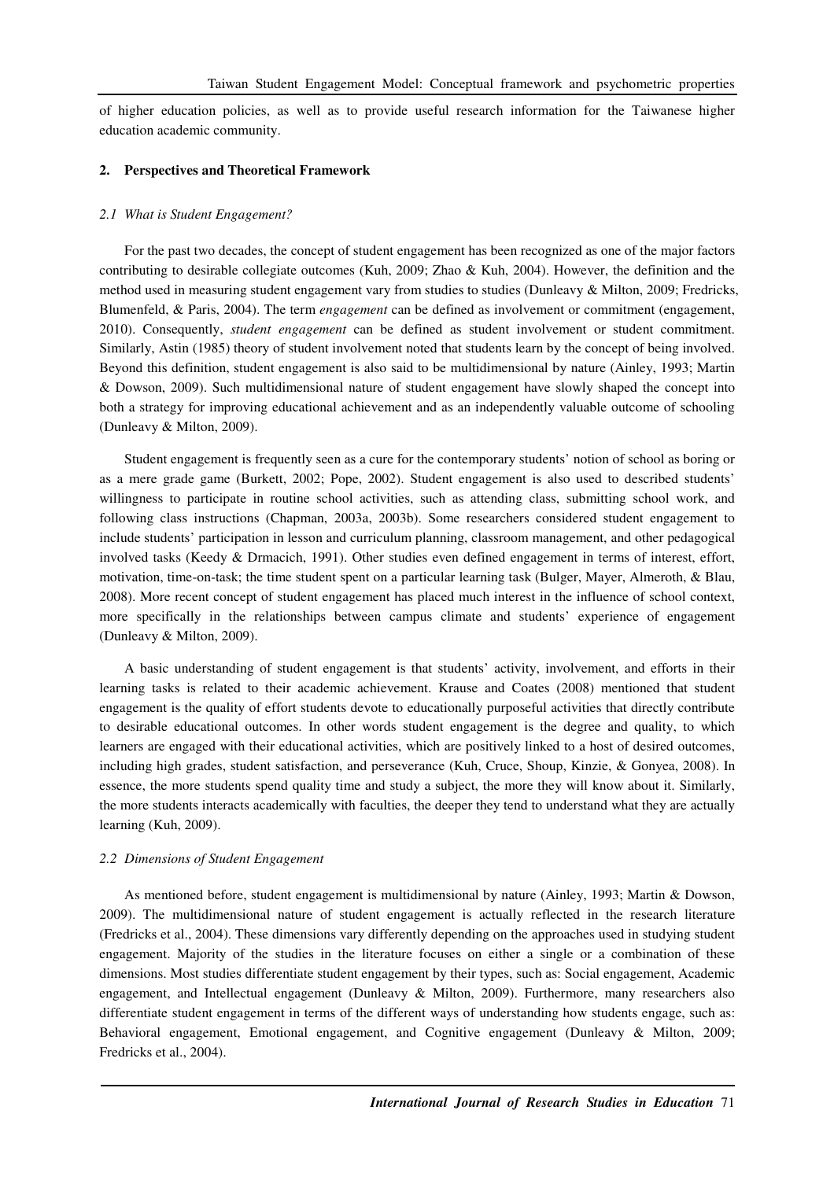of higher education policies, as well as to provide useful research information for the Taiwanese higher education academic community.

## 2. Perspectives and Theoretical Framework

### *2.1 What is Student Engagement?*

For the past two decades, the concept of student engagement has been recognized as one of the major factors contributing to desirable collegiate outcomes (Kuh, 2009; Zhao & Kuh, 2004). However, the definition and the method used in measuring student engagement vary from studies to studies (Dunleavy & Milton, 2009; Fredricks, Blumenfeld, & Paris, 2004). The term *engagement* can be defined as involvement or commitment (engagement, 2010). Consequently, *student engagement* can be defined as student involvement or student commitment. Similarly, Astin (1985) theory of student involvement noted that students learn by the concept of being involved. Beyond this definition, student engagement is also said to be multidimensional by nature (Ainley, 1993; Martin & Dowson, 2009). Such multidimensional nature of student engagement have slowly shaped the concept into both a strategy for improving educational achievement and as an independently valuable outcome of schooling (Dunleavy & Milton, 2009).

Student engagement is frequently seen as a cure for the contemporary students' notion of school as boring or as a mere grade game (Burkett, 2002; Pope, 2002). Student engagement is also used to described students' willingness to participate in routine school activities, such as attending class, submitting school work, and following class instructions (Chapman, 2003a, 2003b). Some researchers considered student engagement to include students' participation in lesson and curriculum planning, classroom management, and other pedagogical involved tasks (Keedy & Drmacich, 1991). Other studies even defined engagement in terms of interest, effort, motivation, time-on-task; the time student spent on a particular learning task (Bulger, Mayer, Almeroth, & Blau, 2008). More recent concept of student engagement has placed much interest in the influence of school context, more specifically in the relationships between campus climate and students' experience of engagement (Dunleavy & Milton, 2009).

A basic understanding of student engagement is that students' activity, involvement, and efforts in their learning tasks is related to their academic achievement. Krause and Coates (2008) mentioned that student engagement is the quality of effort students devote to educationally purposeful activities that directly contribute to desirable educational outcomes. In other words student engagement is the degree and quality, to which learners are engaged with their educational activities, which are positively linked to a host of desired outcomes, including high grades, student satisfaction, and perseverance (Kuh, Cruce, Shoup, Kinzie, & Gonyea, 2008). In essence, the more students spend quality time and study a subject, the more they will know about it. Similarly, the more students interacts academically with faculties, the deeper they tend to understand what they are actually learning (Kuh, 2009).

### *2.2 Dimensions of Student Engagement*

As mentioned before, student engagement is multidimensional by nature (Ainley, 1993; Martin & Dowson, 2009). The multidimensional nature of student engagement is actually reflected in the research literature (Fredricks et al., 2004). These dimensions vary differently depending on the approaches used in studying student engagement. Majority of the studies in the literature focuses on either a single or a combination of these dimensions. Most studies differentiate student engagement by their types, such as: Social engagement, Academic engagement, and Intellectual engagement (Dunleavy & Milton, 2009). Furthermore, many researchers also differentiate student engagement in terms of the different ways of understanding how students engage, such as: Behavioral engagement, Emotional engagement, and Cognitive engagement (Dunleavy & Milton, 2009; Fredricks et al., 2004).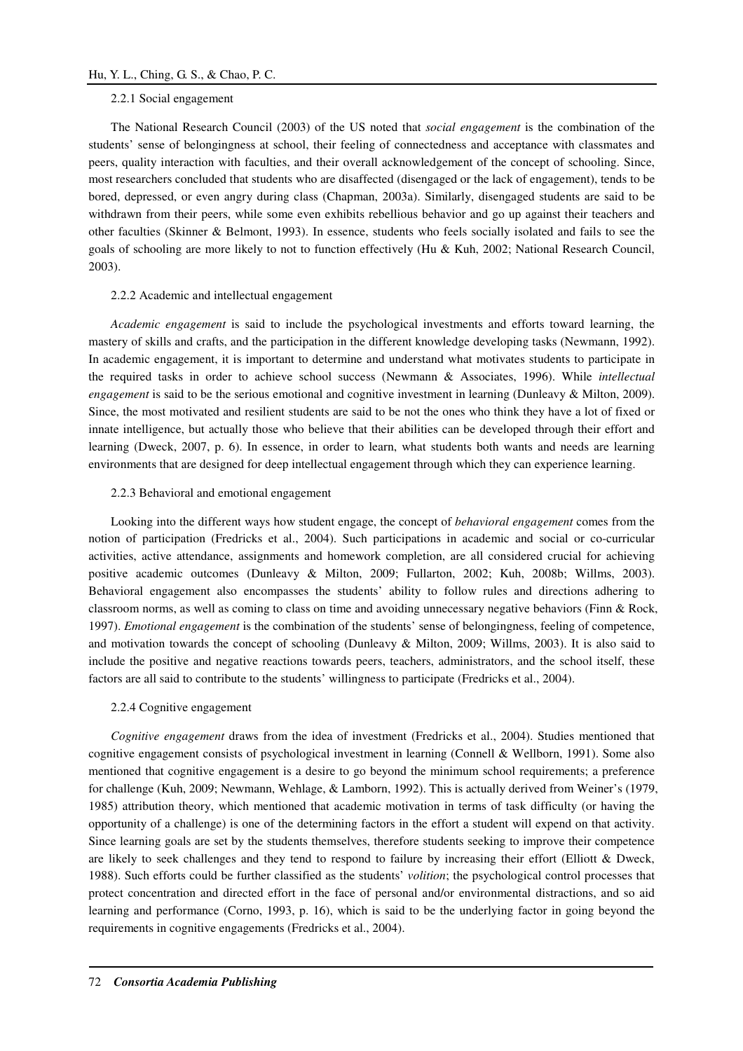#### 2.2.1 Social engagement

The National Research Council (2003) of the US noted that *social engagement* is the combination of the students' sense of belongingness at school, their feeling of connectedness and acceptance with classmates and peers, quality interaction with faculties, and their overall acknowledgement of the concept of schooling. Since, most researchers concluded that students who are disaffected (disengaged or the lack of engagement), tends to be bored, depressed, or even angry during class (Chapman, 2003a). Similarly, disengaged students are said to be withdrawn from their peers, while some even exhibits rebellious behavior and go up against their teachers and other faculties (Skinner & Belmont, 1993). In essence, students who feels socially isolated and fails to see the goals of schooling are more likely to not to function effectively (Hu & Kuh, 2002; National Research Council, 2003).

#### 2.2.2 Academic and intellectual engagement

*Academic engagement* is said to include the psychological investments and efforts toward learning, the mastery of skills and crafts, and the participation in the different knowledge developing tasks (Newmann, 1992). In academic engagement, it is important to determine and understand what motivates students to participate in the required tasks in order to achieve school success (Newmann & Associates, 1996). While *intellectual engagement* is said to be the serious emotional and cognitive investment in learning (Dunleavy & Milton, 2009). Since, the most motivated and resilient students are said to be not the ones who think they have a lot of fixed or innate intelligence, but actually those who believe that their abilities can be developed through their effort and learning (Dweck, 2007, p. 6). In essence, in order to learn, what students both wants and needs are learning environments that are designed for deep intellectual engagement through which they can experience learning.

#### 2.2.3 Behavioral and emotional engagement

Looking into the different ways how student engage, the concept of *behavioral engagement* comes from the notion of participation (Fredricks et al., 2004). Such participations in academic and social or co-curricular activities, active attendance, assignments and homework completion, are all considered crucial for achieving positive academic outcomes (Dunleavy & Milton, 2009; Fullarton, 2002; Kuh, 2008b; Willms, 2003). Behavioral engagement also encompasses the students' ability to follow rules and directions adhering to classroom norms, as well as coming to class on time and avoiding unnecessary negative behaviors (Finn & Rock, 1997). *Emotional engagement* is the combination of the students' sense of belongingness, feeling of competence, and motivation towards the concept of schooling (Dunleavy & Milton, 2009; Willms, 2003). It is also said to include the positive and negative reactions towards peers, teachers, administrators, and the school itself, these factors are all said to contribute to the students' willingness to participate (Fredricks et al., 2004).

#### 2.2.4 Cognitive engagement

*Cognitive engagement* draws from the idea of investment (Fredricks et al., 2004). Studies mentioned that cognitive engagement consists of psychological investment in learning (Connell & Wellborn, 1991). Some also mentioned that cognitive engagement is a desire to go beyond the minimum school requirements; a preference for challenge (Kuh, 2009; Newmann, Wehlage, & Lamborn, 1992). This is actually derived from Weiner's (1979, 1985) attribution theory, which mentioned that academic motivation in terms of task difficulty (or having the opportunity of a challenge) is one of the determining factors in the effort a student will expend on that activity. Since learning goals are set by the students themselves, therefore students seeking to improve their competence are likely to seek challenges and they tend to respond to failure by increasing their effort (Elliott & Dweck, 1988). Such efforts could be further classified as the students' *volition*; the psychological control processes that protect concentration and directed effort in the face of personal and/or environmental distractions, and so aid learning and performance (Corno, 1993, p. 16), which is said to be the underlying factor in going beyond the requirements in cognitive engagements (Fredricks et al., 2004).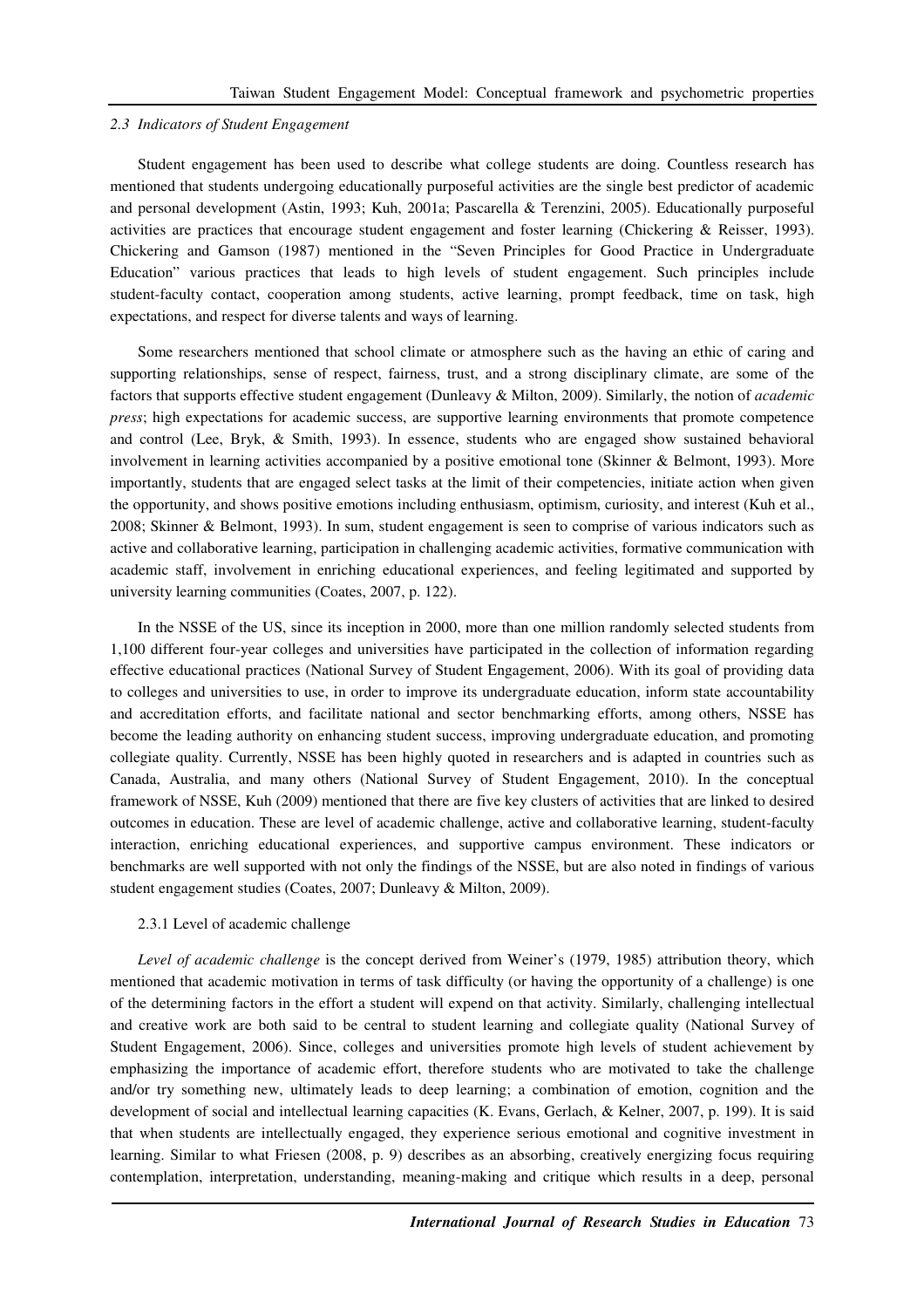### *2.3 Indicators of Student Engagement*

Student engagement has been used to describe what college students are doing. Countless research has mentioned that students undergoing educationally purposeful activities are the single best predictor of academic and personal development (Astin, 1993; Kuh, 2001a; Pascarella & Terenzini, 2005). Educationally purposeful activities are practices that encourage student engagement and foster learning (Chickering & Reisser, 1993). Chickering and Gamson (1987) mentioned in the "Seven Principles for Good Practice in Undergraduate Education" various practices that leads to high levels of student engagement. Such principles include student-faculty contact, cooperation among students, active learning, prompt feedback, time on task, high expectations, and respect for diverse talents and ways of learning.

Some researchers mentioned that school climate or atmosphere such as the having an ethic of caring and supporting relationships, sense of respect, fairness, trust, and a strong disciplinary climate, are some of the factors that supports effective student engagement (Dunleavy & Milton, 2009). Similarly, the notion of *academic press*; high expectations for academic success, are supportive learning environments that promote competence and control (Lee, Bryk, & Smith, 1993). In essence, students who are engaged show sustained behavioral involvement in learning activities accompanied by a positive emotional tone (Skinner & Belmont, 1993). More importantly, students that are engaged select tasks at the limit of their competencies, initiate action when given the opportunity, and shows positive emotions including enthusiasm, optimism, curiosity, and interest (Kuh et al., 2008; Skinner & Belmont, 1993). In sum, student engagement is seen to comprise of various indicators such as active and collaborative learning, participation in challenging academic activities, formative communication with academic staff, involvement in enriching educational experiences, and feeling legitimated and supported by university learning communities (Coates, 2007, p. 122).

In the NSSE of the US, since its inception in 2000, more than one million randomly selected students from 1,100 different four-year colleges and universities have participated in the collection of information regarding effective educational practices (National Survey of Student Engagement, 2006). With its goal of providing data to colleges and universities to use, in order to improve its undergraduate education, inform state accountability and accreditation efforts, and facilitate national and sector benchmarking efforts, among others, NSSE has become the leading authority on enhancing student success, improving undergraduate education, and promoting collegiate quality. Currently, NSSE has been highly quoted in researchers and is adapted in countries such as Canada, Australia, and many others (National Survey of Student Engagement, 2010). In the conceptual framework of NSSE, Kuh (2009) mentioned that there are five key clusters of activities that are linked to desired outcomes in education. These are level of academic challenge, active and collaborative learning, student-faculty interaction, enriching educational experiences, and supportive campus environment. These indicators or benchmarks are well supported with not only the findings of the NSSE, but are also noted in findings of various student engagement studies (Coates, 2007; Dunleavy & Milton, 2009).

#### 2.3.1 Level of academic challenge

*Level of academic challenge* is the concept derived from Weiner's (1979, 1985) attribution theory, which mentioned that academic motivation in terms of task difficulty (or having the opportunity of a challenge) is one of the determining factors in the effort a student will expend on that activity. Similarly, challenging intellectual and creative work are both said to be central to student learning and collegiate quality (National Survey of Student Engagement, 2006). Since, colleges and universities promote high levels of student achievement by emphasizing the importance of academic effort, therefore students who are motivated to take the challenge and/or try something new, ultimately leads to deep learning; a combination of emotion, cognition and the development of social and intellectual learning capacities (K. Evans, Gerlach, & Kelner, 2007, p. 199). It is said that when students are intellectually engaged, they experience serious emotional and cognitive investment in learning. Similar to what Friesen (2008, p. 9) describes as an absorbing, creatively energizing focus requiring contemplation, interpretation, understanding, meaning-making and critique which results in a deep, personal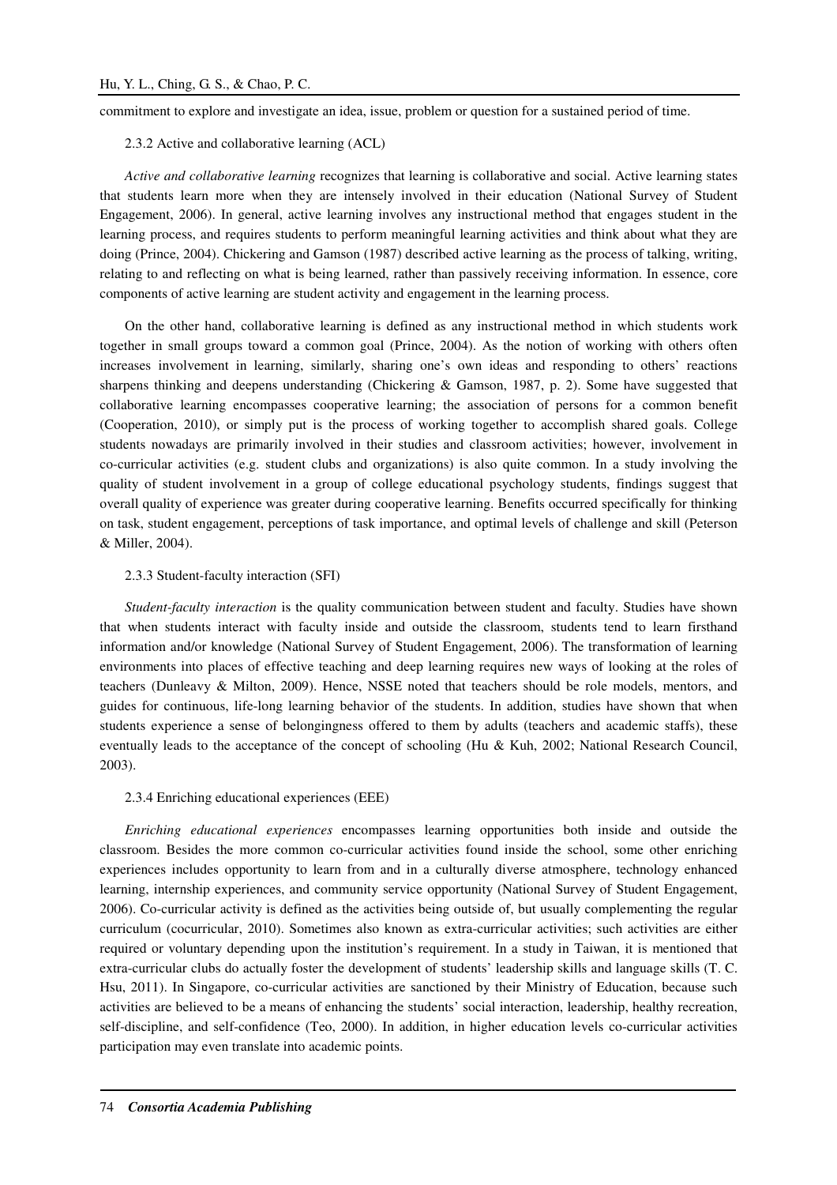commitment to explore and investigate an idea, issue, problem or question for a sustained period of time.

#### 2.3.2 Active and collaborative learning (ACL)

*Active and collaborative learning* recognizes that learning is collaborative and social. Active learning states that students learn more when they are intensely involved in their education (National Survey of Student Engagement, 2006). In general, active learning involves any instructional method that engages student in the learning process, and requires students to perform meaningful learning activities and think about what they are doing (Prince, 2004). Chickering and Gamson (1987) described active learning as the process of talking, writing, relating to and reflecting on what is being learned, rather than passively receiving information. In essence, core components of active learning are student activity and engagement in the learning process.

On the other hand, collaborative learning is defined as any instructional method in which students work together in small groups toward a common goal (Prince, 2004). As the notion of working with others often increases involvement in learning, similarly, sharing one's own ideas and responding to others' reactions sharpens thinking and deepens understanding (Chickering & Gamson, 1987, p. 2). Some have suggested that collaborative learning encompasses cooperative learning; the association of persons for a common benefit (Cooperation, 2010), or simply put is the process of working together to accomplish shared goals. College students nowadays are primarily involved in their studies and classroom activities; however, involvement in co-curricular activities (e.g. student clubs and organizations) is also quite common. In a study involving the quality of student involvement in a group of college educational psychology students, findings suggest that overall quality of experience was greater during cooperative learning. Benefits occurred specifically for thinking on task, student engagement, perceptions of task importance, and optimal levels of challenge and skill (Peterson & Miller, 2004).

#### 2.3.3 Student-faculty interaction (SFI)

*Student-faculty interaction* is the quality communication between student and faculty. Studies have shown that when students interact with faculty inside and outside the classroom, students tend to learn firsthand information and/or knowledge (National Survey of Student Engagement, 2006). The transformation of learning environments into places of effective teaching and deep learning requires new ways of looking at the roles of teachers (Dunleavy & Milton, 2009). Hence, NSSE noted that teachers should be role models, mentors, and guides for continuous, life-long learning behavior of the students. In addition, studies have shown that when students experience a sense of belongingness offered to them by adults (teachers and academic staffs), these eventually leads to the acceptance of the concept of schooling (Hu & Kuh, 2002; National Research Council, 2003).

#### 2.3.4 Enriching educational experiences (EEE)

*Enriching educational experiences* encompasses learning opportunities both inside and outside the classroom. Besides the more common co-curricular activities found inside the school, some other enriching experiences includes opportunity to learn from and in a culturally diverse atmosphere, technology enhanced learning, internship experiences, and community service opportunity (National Survey of Student Engagement, 2006). Co-curricular activity is defined as the activities being outside of, but usually complementing the regular curriculum (cocurricular, 2010). Sometimes also known as extra-curricular activities; such activities are either required or voluntary depending upon the institution's requirement. In a study in Taiwan, it is mentioned that extra-curricular clubs do actually foster the development of students' leadership skills and language skills (T. C. Hsu, 2011). In Singapore, co-curricular activities are sanctioned by their Ministry of Education, because such activities are believed to be a means of enhancing the students' social interaction, leadership, healthy recreation, self-discipline, and self-confidence (Teo, 2000). In addition, in higher education levels co-curricular activities participation may even translate into academic points.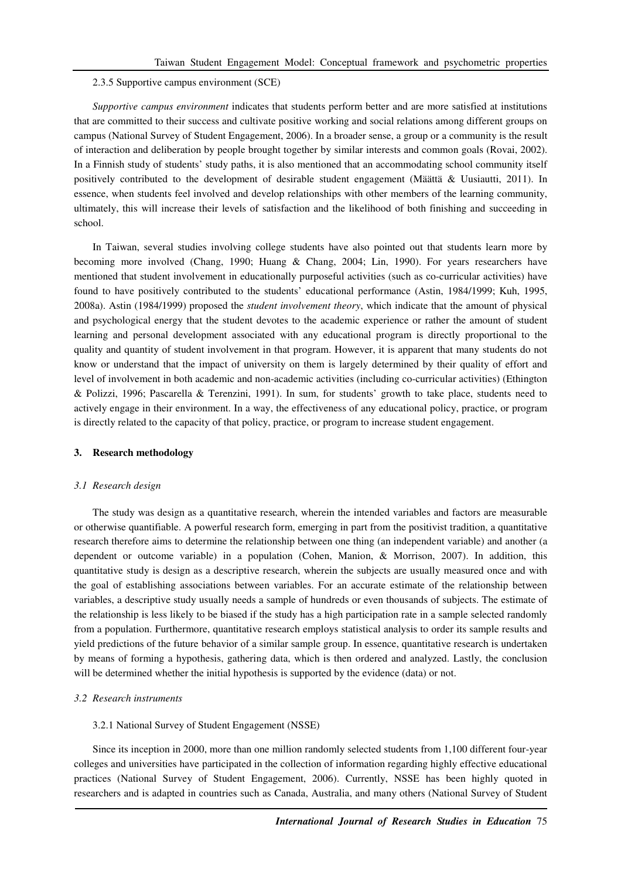2.3.5 Supportive campus environment (SCE)

*Supportive campus environment* indicates that students perform better and are more satisfied at institutions that are committed to their success and cultivate positive working and social relations among different groups on campus (National Survey of Student Engagement, 2006). In a broader sense, a group or a community is the result of interaction and deliberation by people brought together by similar interests and common goals (Rovai, 2002). In a Finnish study of students' study paths, it is also mentioned that an accommodating school community itself positively contributed to the development of desirable student engagement (Määttä & Uusiautti, 2011). In essence, when students feel involved and develop relationships with other members of the learning community, ultimately, this will increase their levels of satisfaction and the likelihood of both finishing and succeeding in school.

In Taiwan, several studies involving college students have also pointed out that students learn more by becoming more involved (Chang, 1990; Huang & Chang, 2004; Lin, 1990). For years researchers have mentioned that student involvement in educationally purposeful activities (such as co-curricular activities) have found to have positively contributed to the students' educational performance (Astin, 1984/1999; Kuh, 1995, 2008a). Astin (1984/1999) proposed the *student involvement theory*, which indicate that the amount of physical and psychological energy that the student devotes to the academic experience or rather the amount of student learning and personal development associated with any educational program is directly proportional to the quality and quantity of student involvement in that program. However, it is apparent that many students do not know or understand that the impact of university on them is largely determined by their quality of effort and level of involvement in both academic and non-academic activities (including co-curricular activities) (Ethington & Polizzi, 1996; Pascarella & Terenzini, 1991). In sum, for students' growth to take place, students need to actively engage in their environment. In a way, the effectiveness of any educational policy, practice, or program is directly related to the capacity of that policy, practice, or program to increase student engagement.

## 3. Research methodology

### *3.1 Research design*

The study was design as a quantitative research, wherein the intended variables and factors are measurable or otherwise quantifiable. A powerful research form, emerging in part from the positivist tradition, a quantitative research therefore aims to determine the relationship between one thing (an independent variable) and another (a dependent or outcome variable) in a population (Cohen, Manion, & Morrison, 2007). In addition, this quantitative study is design as a descriptive research, wherein the subjects are usually measured once and with the goal of establishing associations between variables. For an accurate estimate of the relationship between variables, a descriptive study usually needs a sample of hundreds or even thousands of subjects. The estimate of the relationship is less likely to be biased if the study has a high participation rate in a sample selected randomly from a population. Furthermore, quantitative research employs statistical analysis to order its sample results and yield predictions of the future behavior of a similar sample group. In essence, quantitative research is undertaken by means of forming a hypothesis, gathering data, which is then ordered and analyzed. Lastly, the conclusion will be determined whether the initial hypothesis is supported by the evidence (data) or not.

### *3.2 Research instruments*

3.2.1 National Survey of Student Engagement (NSSE)

Since its inception in 2000, more than one million randomly selected students from 1,100 different four-year colleges and universities have participated in the collection of information regarding highly effective educational practices (National Survey of Student Engagement, 2006). Currently, NSSE has been highly quoted in researchers and is adapted in countries such as Canada, Australia, and many others (National Survey of Student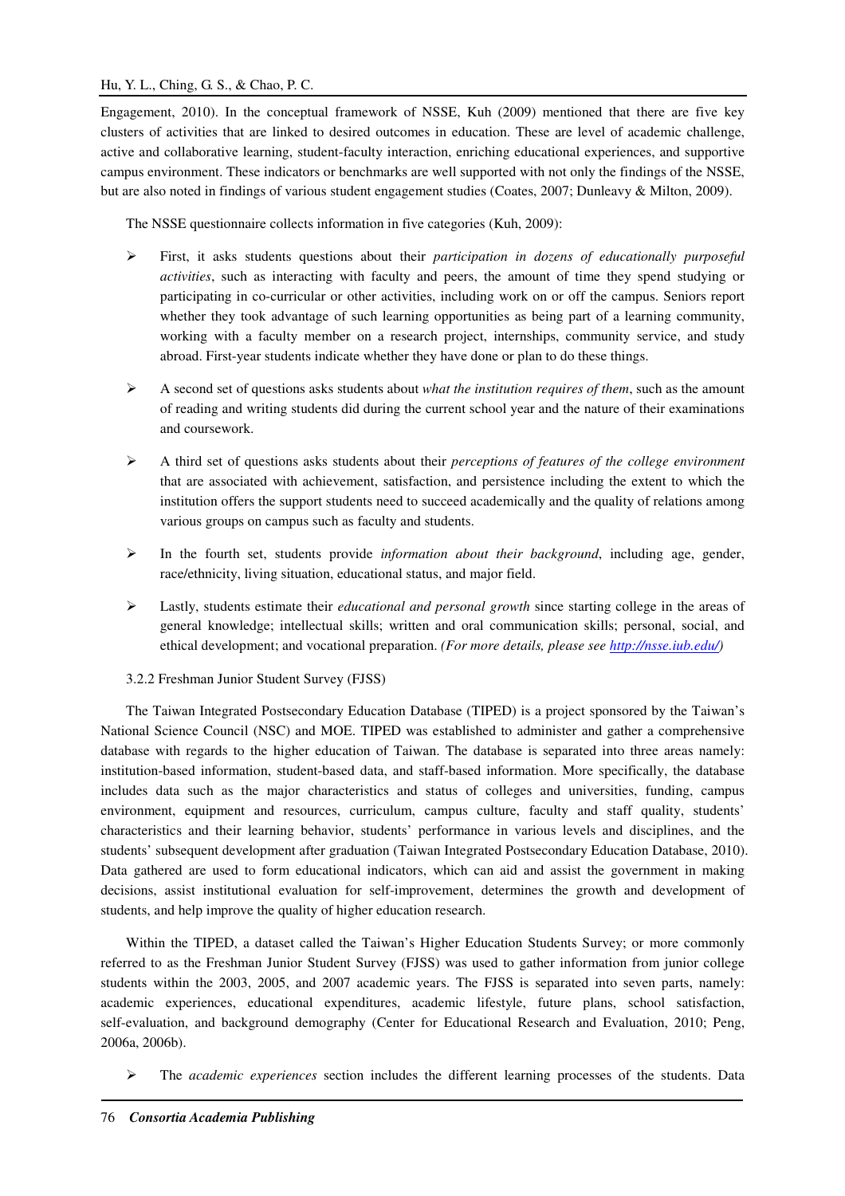Engagement, 2010). In the conceptual framework of NSSE, Kuh (2009) mentioned that there are five key clusters of activities that are linked to desired outcomes in education. These are level of academic challenge, active and collaborative learning, student-faculty interaction, enriching educational experiences, and supportive campus environment. These indicators or benchmarks are well supported with not only the findings of the NSSE, but are also noted in findings of various student engagement studies (Coates, 2007; Dunleavy & Milton, 2009).

The NSSE questionnaire collects information in five categories (Kuh, 2009):

- First, it asks students questions about their *participation in dozens of educationally purposeful activities*, such as interacting with faculty and peers, the amount of time they spend studying or participating in co-curricular or other activities, including work on or off the campus. Seniors report whether they took advantage of such learning opportunities as being part of a learning community, working with a faculty member on a research project, internships, community service, and study abroad. First-year students indicate whether they have done or plan to do these things.
- A second set of questions asks students about *what the institution requires of them*, such as the amount of reading and writing students did during the current school year and the nature of their examinations and coursework.
- A third set of questions asks students about their *perceptions of features of the college environment* that are associated with achievement, satisfaction, and persistence including the extent to which the institution offers the support students need to succeed academically and the quality of relations among various groups on campus such as faculty and students.
- In the fourth set, students provide *information about their background*, including age, gender, race/ethnicity, living situation, educational status, and major field.
- Lastly, students estimate their *educational and personal growth* since starting college in the areas of general knowledge; intellectual skills; written and oral communication skills; personal, social, and ethical development; and vocational preparation. *(For more details, please see http://nsse.iub.edu/)*

#### 3.2.2 Freshman Junior Student Survey (FJSS)

The Taiwan Integrated Postsecondary Education Database (TIPED) is a project sponsored by the Taiwan's National Science Council (NSC) and MOE. TIPED was established to administer and gather a comprehensive database with regards to the higher education of Taiwan. The database is separated into three areas namely: institution-based information, student-based data, and staff-based information. More specifically, the database includes data such as the major characteristics and status of colleges and universities, funding, campus environment, equipment and resources, curriculum, campus culture, faculty and staff quality, students' characteristics and their learning behavior, students' performance in various levels and disciplines, and the students' subsequent development after graduation (Taiwan Integrated Postsecondary Education Database, 2010). Data gathered are used to form educational indicators, which can aid and assist the government in making decisions, assist institutional evaluation for self-improvement, determines the growth and development of students, and help improve the quality of higher education research.

Within the TIPED, a dataset called the Taiwan's Higher Education Students Survey; or more commonly referred to as the Freshman Junior Student Survey (FJSS) was used to gather information from junior college students within the 2003, 2005, and 2007 academic years. The FJSS is separated into seven parts, namely: academic experiences, educational expenditures, academic lifestyle, future plans, school satisfaction, self-evaluation, and background demography (Center for Educational Research and Evaluation, 2010; Peng, 2006a, 2006b).

- The *academic experiences* section includes the different learning processes of the students. Data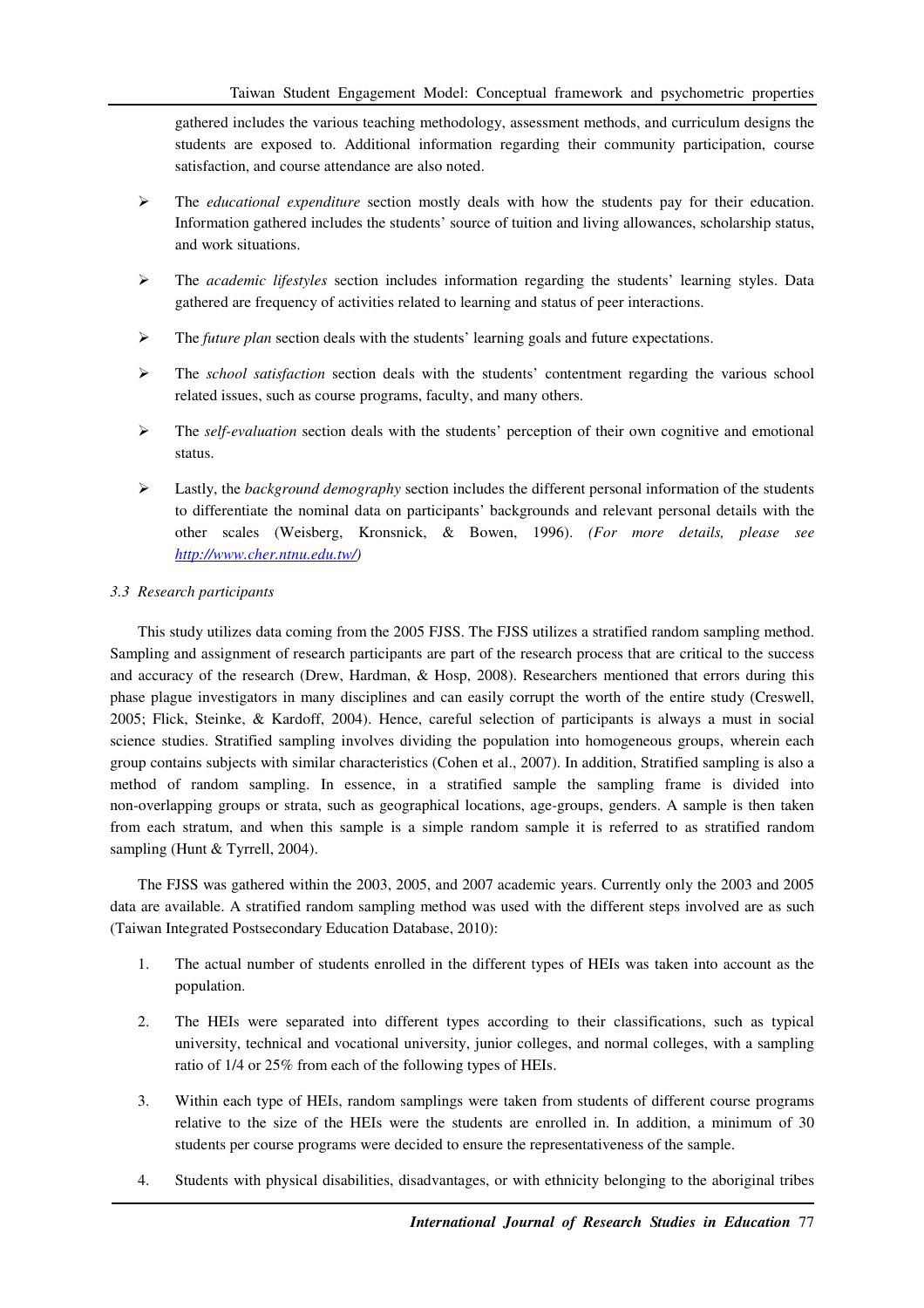gathered includes the various teaching methodology, assessment methods, and curriculum designs the students are exposed to. Additional information regarding their community participation, course satisfaction, and course attendance are also noted.

- The *educational expenditure* section mostly deals with how the students pay for their education. Information gathered includes the students' source of tuition and living allowances, scholarship status, and work situations.
- The *academic lifestyles* section includes information regarding the students' learning styles. Data gathered are frequency of activities related to learning and status of peer interactions.
- The *future plan* section deals with the students' learning goals and future expectations.
- The *school satisfaction* section deals with the students' contentment regarding the various school related issues, such as course programs, faculty, and many others.
- The *self-evaluation* section deals with the students' perception of their own cognitive and emotional status.
- Lastly, the *background demography* section includes the different personal information of the students to differentiate the nominal data on participants' backgrounds and relevant personal details with the other scales (Weisberg, Kronsnick, & Bowen, 1996). *(For more details, please see [http://www.cher.ntnu.edu.tw/](http://www.cher.ntnu.edu.tw/))*

### 3.3 Research participants

This study utilizes data coming from the 2005 FJSS. The FJSS utilizes a stratified random sampling method. Sampling and assignment of research participants are part of the research process that are critical to the success and accuracy of the research (Drew, Hardman, & Hosp, 2008). Researchers mentioned that errors during this phase plague investigators in many disciplines and can easily corrupt the worth of the entire study (Creswell, 2005; Flick, Steinke, & Kardoff, 2004). Hence, careful selection of participants is always a must in social science studies. Stratified sampling involves dividing the population into homogeneous groups, wherein each group contains subjects with similar characteristics (Cohen et al., 2007). In addition, Stratified sampling is also a method of random sampling. In essence, in a stratified sample the sampling frame is divided into non-overlapping groups or strata, such as geographical locations, age-groups, genders. A sample is then taken from each stratum, and when this sample is a simple random sample it is referred to as stratified random sampling (Hunt & Tyrrell, 2004).

The FJSS was gathered within the 2003, 2005, and 2007 academic years. Currently only the 2003 and 2005 data are available. A stratified random sampling method was used with the different steps involved are as such (Taiwan Integrated Postsecondary Education Database, 2010):

1. The actual number of students enrolled in the different types of HEIs was taken into account as the population.
2. The HEIs were separated into different types according to their classifications, such as typical university, technical and vocational university, junior colleges, and normal colleges, with a sampling ratio of 1/4 or 25% from each of the following types of HEIs.
3. Within each type of HEIs, random samplings were taken from students of different course programs relative to the size of the HEIs were the students are enrolled in. In addition, a minimum of 30 students per course programs were decided to ensure the representativeness of the sample.
4. Students with physical disabilities, disadvantages, or with ethnicity belonging to the aboriginal tribes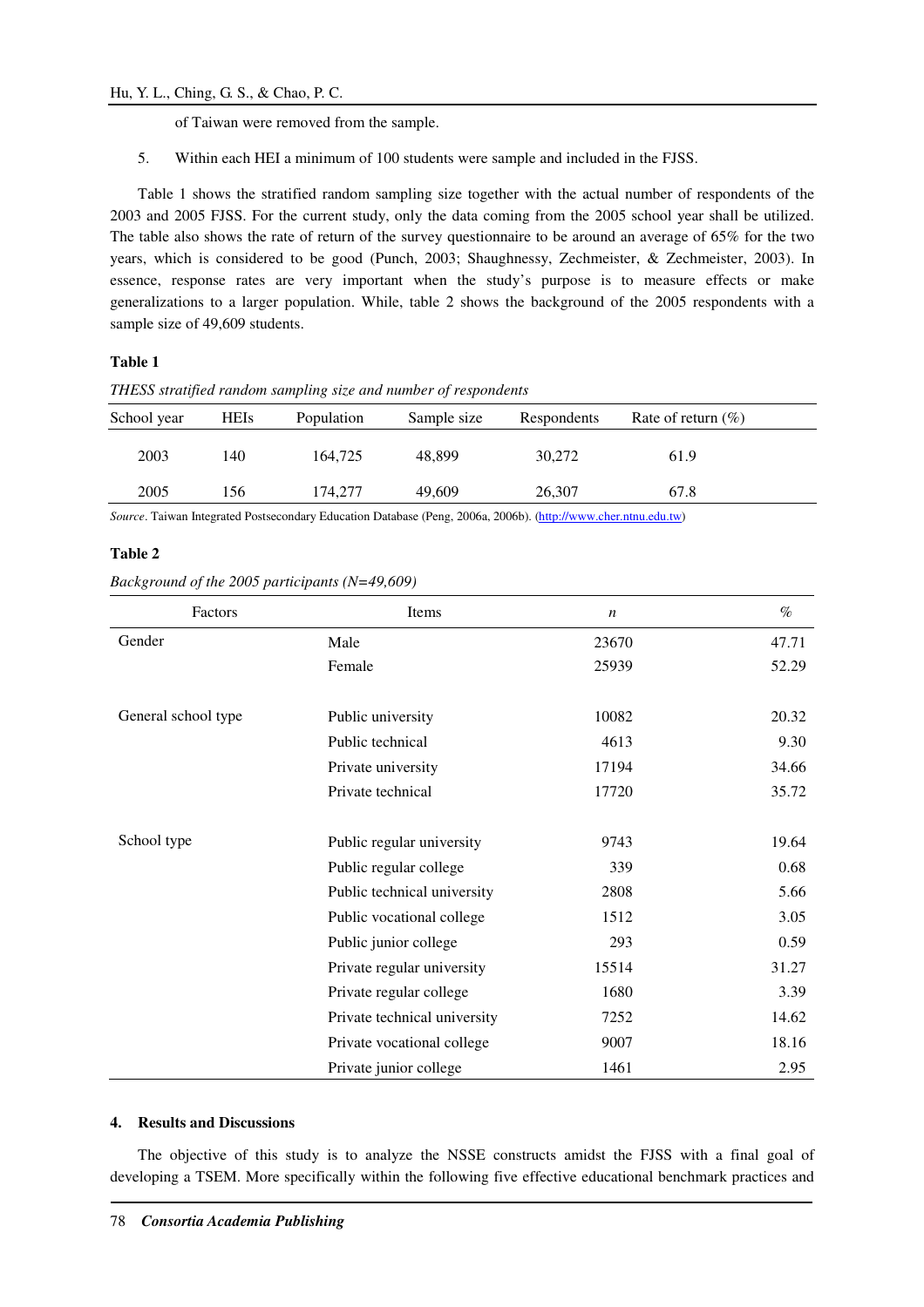of Taiwan were removed from the sample.

5. Within each HEI a minimum of 100 students were sample and included in the FJSS.

Table 1 shows the stratified random sampling size together with the actual number of respondents of the 2003 and 2005 FJSS. For the current study, only the data coming from the 2005 school year shall be utilized. The table also shows the rate of return of the survey questionnaire to be around an average of 65% for the two years, which is considered to be good (Punch, 2003; Shaughnessy, Zechmeister, & Zechmeister, 2003). In essence, response rates are very important when the study's purpose is to measure effects or make generalizations to a larger population. While, table 2 shows the background of the 2005 respondents with a sample size of 49,609 students.

**Table 1**

*THESS stratified random sampling size and number of respondents*

| School year | HEIs | Population | Sample size | Respondents | Rate of return (%) |
|---|---|---|---|---|---|
| 2003 | 140 | 164,725 | 48,899 | 30,272 | 61.9 |
| 2005 | 156 | 174,277 | 49,609 | 26,307 | 67.8 |

*Source*. Taiwan Integrated Postsecondary Education Database (Peng, 2006a, 2006b). (http://www.cher.ntnu.edu.tw)

**Table 2**

*Background of the 2005 participants (N=49,609)*

| Factors | Items | *n* | % |
|---|---|---|---|
| Gender | Male | 23670 | 47.71 |
| | Female | 25939 | 52.29 |
| General school type | Public university | 10082 | 20.32 |
| | Public technical | 4613 | 9.30 |
| | Private university | 17194 | 34.66 |
| | Private technical | 17720 | 35.72 |
| School type | Public regular university | 9743 | 19.64 |
| | Public regular college | 339 | 0.68 |
| | Public technical university | 2808 | 5.66 |
| | Public vocational college | 1512 | 3.05 |
| | Public junior college | 293 | 0.59 |
| | Private regular university | 15514 | 31.27 |
| | Private regular college | 1680 | 3.39 |
| | Private technical university | 7252 | 14.62 |
| | Private vocational college | 9007 | 18.16 |
| | Private junior college | 1461 | 2.95 |

## 4. Results and Discussions

The objective of this study is to analyze the NSSE constructs amidst the FJSS with a final goal of developing a TSEM. More specifically within the following five effective educational benchmark practices and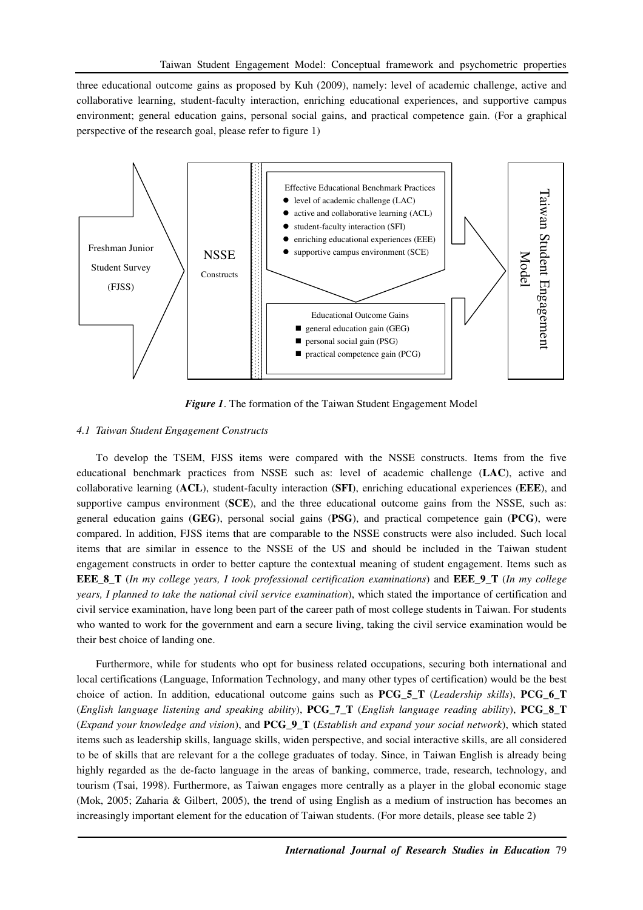three educational outcome gains as proposed by Kuh (2009), namely: level of academic challenge, active and collaborative learning, student-faculty interaction, enriching educational experiences, and supportive campus environment; general education gains, personal social gains, and practical competence gain. (For a graphical perspective of the research goal, please refer to figure 1)

***Figure 1***. The formation of the Taiwan Student Engagement Model

### *4.1 Taiwan Student Engagement Constructs*

To develop the TSEM, FJSS items were compared with the NSSE constructs. Items from the five educational benchmark practices from NSSE such as: level of academic challenge (**LAC**), active and collaborative learning (**ACL**), student-faculty interaction (**SFI**), enriching educational experiences (**EEE**), and supportive campus environment (**SCE**), and the three educational outcome gains from the NSSE, such as: general education gains (**GEG**), personal social gains (**PSG**), and practical competence gain (**PCG**), were compared. In addition, FJSS items that are comparable to the NSSE constructs were also included. Such local items that are similar in essence to the NSSE of the US and should be included in the Taiwan student engagement constructs in order to better capture the contextual meaning of student engagement. Items such as **EEE_8_T** (*In my college years, I took professional certification examinations*) and **EEE_9_T** (*In my college years, I planned to take the national civil service examination*), which stated the importance of certification and civil service examination, have long been part of the career path of most college students in Taiwan. For students who wanted to work for the government and earn a secure living, taking the civil service examination would be their best choice of landing one.

Furthermore, while for students who opt for business related occupations, securing both international and local certifications (Language, Information Technology, and many other types of certification) would be the best choice of action. In addition, educational outcome gains such as **PCG_5_T** (*Leadership skills*), **PCG_6_T** (*English language listening and speaking ability*), **PCG_7_T** (*English language reading ability*), **PCG_8_T** (*Expand your knowledge and vision*), and **PCG_9_T** (*Establish and expand your social network*), which stated items such as leadership skills, language skills, widen perspective, and social interactive skills, are all considered to be of skills that are relevant for a the college graduates of today. Since, in Taiwan English is already being highly regarded as the de-facto language in the areas of banking, commerce, trade, research, technology, and tourism (Tsai, 1998). Furthermore, as Taiwan engages more centrally as a player in the global economic stage (Mok, 2005; Zaharia & Gilbert, 2005), the trend of using English as a medium of instruction has becomes an increasingly important element for the education of Taiwan students. (For more details, please see table 2)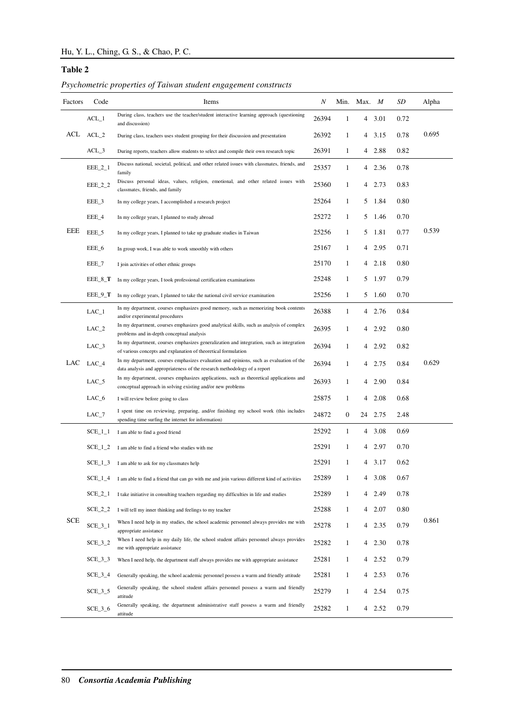**Table 2**

*Psychometric properties of Taiwan student engagement constructs*

| Factors | Code | Items | *N* | Min. | Max. | *M* | *SD* | Alpha |
|---|---|---|---|---|---|---|---|---|
| ACL | ACL_1 | During class, teachers use the teacher/student interactive learning approach (questioning and discussion) | 26394 | 1 | 4 | 3.01 | 0.72 | 0.695 |
| | ACL_2 | During class, teachers uses student grouping for their discussion and presentation | 26392 | 1 | 4 | 3.15 | 0.78 | |
| | ACL_3 | During reports, teachers allow students to select and compile their own research topic | 26391 | 1 | 4 | 2.88 | 0.82 | |
| EEE | EEE_2_1 | Discuss national, societal, political, and other related issues with classmates, friends, and family | 25357 | 1 | 4 | 2.36 | 0.78 | 0.539 |
| | EEE_2_2 | Discuss personal ideas, values, religion, emotional, and other related issues with classmates, friends, and family | 25360 | 1 | 4 | 2.73 | 0.83 | |
| | EEE_3 | In my college years, I accomplished a research project | 25264 | 1 | 5 | 1.84 | 0.80 | |
| | EEE_4 | In my college years, I planned to study abroad | 25272 | 1 | 5 | 1.46 | 0.70 | |
| | EEE_5 | In my college years, I planned to take up graduate studies in Taiwan | 25256 | 1 | 5 | 1.81 | 0.77 | |
| | EEE_6 | In group work, I was able to work smoothly with others | 25167 | 1 | 4 | 2.95 | 0.71 | |
| | EEE_7 | I join activities of other ethnic groups | 25170 | 1 | 4 | 2.18 | 0.80 | |
| | EEE_8_**T** | In my college years, I took professional certification examinations | 25248 | 1 | 5 | 1.97 | 0.79 | |
| | EEE_9_**T** | In my college years, I planned to take the national civil service examination | 25256 | 1 | 5 | 1.60 | 0.70 | |
| LAC | LAC_1 | In my department, courses emphasizes good memory, such as memorizing book contents and/or experimental procedures | 26388 | 1 | 4 | 2.76 | 0.84 | 0.629 |
| | LAC_2 | In my department, courses emphasizes good analytical skills, such as analysis of complex problems and in-depth conceptual analysis | 26395 | 1 | 4 | 2.92 | 0.80 | |
| | LAC_3 | In my department, courses emphasizes generalization and integration, such as integration of various concepts and explanation of theoretical formulation | 26394 | 1 | 4 | 2.92 | 0.82 | |
| | LAC_4 | In my department, courses emphasizes evaluation and opinions, such as evaluation of the data analysis and appropriateness of the research methodology of a report | 26394 | 1 | 4 | 2.75 | 0.84 | |
| | LAC_5 | In my department, courses emphasizes applications, such as theoretical applications and conceptual approach in solving existing and/or new problems | 26393 | 1 | 4 | 2.90 | 0.84 | |
| | LAC_6 | I will review before going to class | 25875 | 1 | 4 | 2.08 | 0.68 | |
| | LAC_7 | I spent time on reviewing, preparing, and/or finishing my school work (this includes spending time surfing the internet for information) | 24872 | 0 | 24 | 2.75 | 2.48 | |
| SCE | SCE_1_1 | I am able to find a good friend | 25292 | 1 | 4 | 3.08 | 0.69 | 0.861 |
| | SCE_1_2 | I am able to find a friend who studies with me | 25291 | 1 | 4 | 2.97 | 0.70 | |
| | SCE_1_3 | I am able to ask for my classmates help | 25291 | 1 | 4 | 3.17 | 0.62 | |
| | SCE_1_4 | I am able to find a friend that can go with me and join various different kind of activities | 25289 | 1 | 4 | 3.08 | 0.67 | |
| | SCE_2_1 | I take initiative in consulting teachers regarding my difficulties in life and studies | 25289 | 1 | 4 | 2.49 | 0.78 | |
| | SCE_2_2 | I will tell my inner thinking and feelings to my teacher | 25288 | 1 | 4 | 2.07 | 0.80 | |
| | SCE_3_1 | When I need help in my studies, the school academic personnel always provides me with appropriate assistance | 25278 | 1 | 4 | 2.35 | 0.79 | |
| | SCE_3_2 | When I need help in my daily life, the school student affairs personnel always provides me with appropriate assistance | 25282 | 1 | 4 | 2.30 | 0.78 | |
| | SCE_3_3 | When I need help, the department staff always provides me with appropriate assistance | 25281 | 1 | 4 | 2.52 | 0.79 | |
| | SCE_3_4 | Generally speaking, the school academic personnel possess a warm and friendly attitude | 25281 | 1 | 4 | 2.53 | 0.76 | |
| | SCE_3_5 | Generally speaking, the school student affairs personnel possess a warm and friendly attitude | 25279 | 1 | 4 | 2.54 | 0.75 | |
| | SCE_3_6 | Generally speaking, the department administrative staff possess a warm and friendly attitude | 25282 | 1 | 4 | 2.52 | 0.79 | |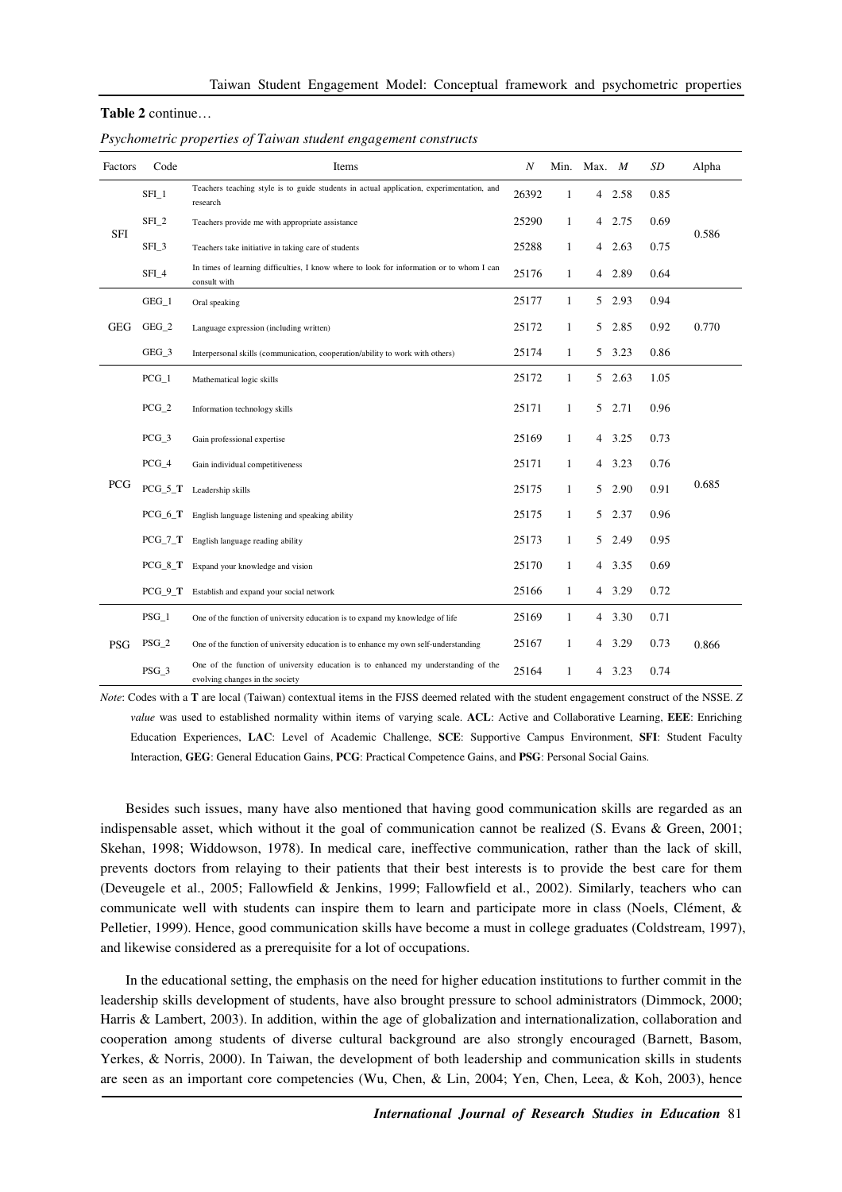**Table 2** continue…

*Psychometric properties of Taiwan student engagement constructs*

| Factors | Code | Items | *N* | Min. | Max. | *M* | *SD* | Alpha |
|---|---|---|---|---|---|---|---|---|
| SFI | SFI_1 | Teachers teaching style is to guide students in actual application, experimentation, and research | 26392 | 1 | 4 | 2.58 | 0.85 | 0.586 |
| | SFI_2 | Teachers provide me with appropriate assistance | 25290 | 1 | 4 | 2.75 | 0.69 | |
| | SFI_3 | Teachers take initiative in taking care of students | 25288 | 1 | 4 | 2.63 | 0.75 | |
| | SFI_4 | In times of learning difficulties, I know where to look for information or to whom I can consult with | 25176 | 1 | 4 | 2.89 | 0.64 | |
| GEG | GEG_1 | Oral speaking | 25177 | 1 | 5 | 2.93 | 0.94 | 0.770 |
| | GEG_2 | Language expression (including written) | 25172 | 1 | 5 | 2.85 | 0.92 | |
| | GEG_3 | Interpersonal skills (communication, cooperation/ability to work with others) | 25174 | 1 | 5 | 3.23 | 0.86 | |
| PCG | PCG_1 | Mathematical logic skills | 25172 | 1 | 5 | 2.63 | 1.05 | 0.685 |
| | PCG_2 | Information technology skills | 25171 | 1 | 5 | 2.71 | 0.96 | |
| | PCG_3 | Gain professional expertise | 25169 | 1 | 4 | 3.25 | 0.73 | |
| | PCG_4 | Gain individual competitiveness | 25171 | 1 | 4 | 3.23 | 0.76 | |
| | PCG_5_**T** | Leadership skills | 25175 | 1 | 5 | 2.90 | 0.91 | |
| | PCG_6_**T** | English language listening and speaking ability | 25175 | 1 | 5 | 2.37 | 0.96 | |
| | PCG_7_**T** | English language reading ability | 25173 | 1 | 5 | 2.49 | 0.95 | |
| | PCG_8_**T** | Expand your knowledge and vision | 25170 | 1 | 4 | 3.35 | 0.69 | |
| | PCG_9_**T** | Establish and expand your social network | 25166 | 1 | 4 | 3.29 | 0.72 | |
| PSG | PSG_1 | One of the function of university education is to expand my knowledge of life | 25169 | 1 | 4 | 3.30 | 0.71 | 0.866 |
| | PSG_2 | One of the function of university education is to enhance my own self-understanding | 25167 | 1 | 4 | 3.29 | 0.73 | |
| | PSG_3 | One of the function of university education is to enhanced my understanding of the evolving changes in the society | 25164 | 1 | 4 | 3.23 | 0.74 | |

*Note*: Codes with a **T** are local (Taiwan) contextual items in the FJSS deemed related with the student engagement construct of the NSSE. *Z value* was used to established normality within items of varying scale. **ACL**: Active and Collaborative Learning, **EEE**: Enriching Education Experiences, **LAC**: Level of Academic Challenge, **SCE**: Supportive Campus Environment, **SFI**: Student Faculty Interaction, **GEG**: General Education Gains, **PCG**: Practical Competence Gains, and **PSG**: Personal Social Gains.

Besides such issues, many have also mentioned that having good communication skills are regarded as an indispensable asset, which without it the goal of communication cannot be realized (S. Evans & Green, 2001; Skehan, 1998; Widdowson, 1978). In medical care, ineffective communication, rather than the lack of skill, prevents doctors from relaying to their patients that their best interests is to provide the best care for them (Deveugele et al., 2005; Fallowfield & Jenkins, 1999; Fallowfield et al., 2002). Similarly, teachers who can communicate well with students can inspire them to learn and participate more in class (Noels, Clément, & Pelletier, 1999). Hence, good communication skills have become a must in college graduates (Coldstream, 1997), and likewise considered as a prerequisite for a lot of occupations.

In the educational setting, the emphasis on the need for higher education institutions to further commit in the leadership skills development of students, have also brought pressure to school administrators (Dimmock, 2000; Harris & Lambert, 2003). In addition, within the age of globalization and internationalization, collaboration and cooperation among students of diverse cultural background are also strongly encouraged (Barnett, Basom, Yerkes, & Norris, 2000). In Taiwan, the development of both leadership and communication skills in students are seen as an important core competencies (Wu, Chen, & Lin, 2004; Yen, Chen, Leea, & Koh, 2003), hence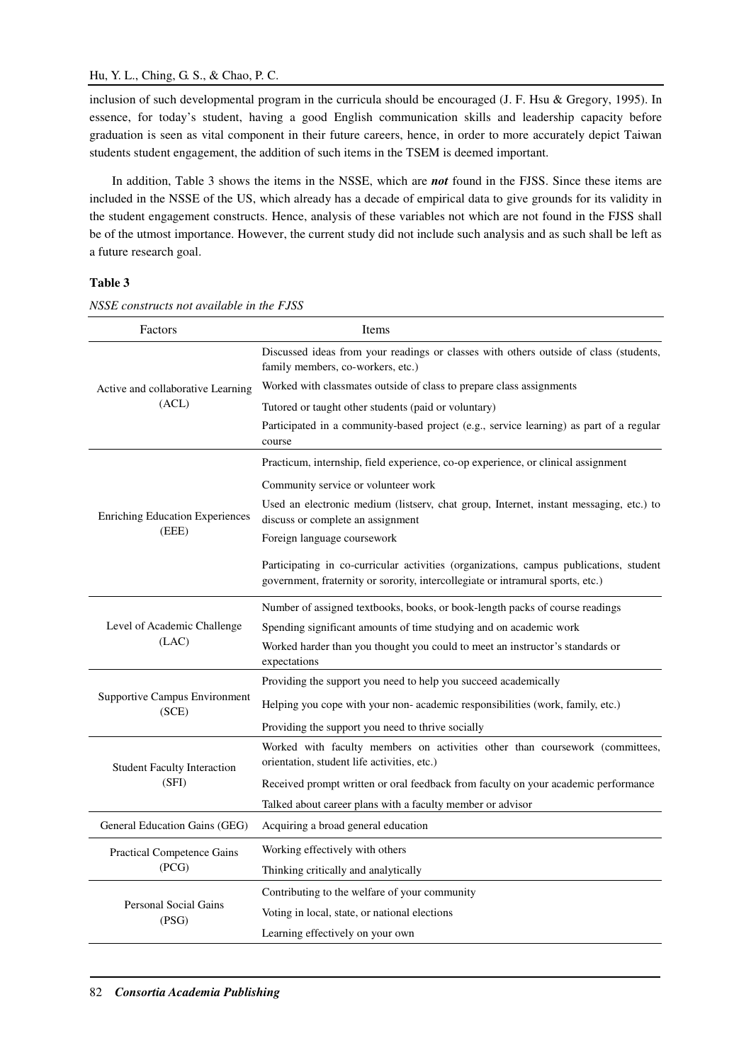inclusion of such developmental program in the curricula should be encouraged (J. F. Hsu & Gregory, 1995). In essence, for today's student, having a good English communication skills and leadership capacity before graduation is seen as vital component in their future careers, hence, in order to more accurately depict Taiwan students student engagement, the addition of such items in the TSEM is deemed important.

In addition, Table 3 shows the items in the NSSE, which are ***not*** found in the FJSS. Since these items are included in the NSSE of the US, which already has a decade of empirical data to give grounds for its validity in the student engagement constructs. Hence, analysis of these variables not which are not found in the FJSS shall be of the utmost importance. However, the current study did not include such analysis and as such shall be left as a future research goal.

**Table 3**

*NSSE constructs not available in the FJSS*

| Factors | Items |
| --- | --- |
| Active and collaborative Learning (ACL) | Discussed ideas from your readings or classes with others outside of class (students, family members, co-workers, etc.) |
| | Worked with classmates outside of class to prepare class assignments |
| | Tutored or taught other students (paid or voluntary) |
| | Participated in a community-based project (e.g., service learning) as part of a regular course |
| Enriching Education Experiences (EEE) | Practicum, internship, field experience, co-op experience, or clinical assignment |
| | Community service or volunteer work |
| | Used an electronic medium (listserv, chat group, Internet, instant messaging, etc.) to discuss or complete an assignment |
| | Foreign language coursework |
| | Participating in co-curricular activities (organizations, campus publications, student government, fraternity or sorority, intercollegiate or intramural sports, etc.) |
| Level of Academic Challenge (LAC) | Number of assigned textbooks, books, or book-length packs of course readings |
| | Spending significant amounts of time studying and on academic work |
| | Worked harder than you thought you could to meet an instructor's standards or expectations |
| Supportive Campus Environment (SCE) | Providing the support you need to help you succeed academically |
| | Helping you cope with your non- academic responsibilities (work, family, etc.) |
| | Providing the support you need to thrive socially |
| Student Faculty Interaction (SFI) | Worked with faculty members on activities other than coursework (committees, orientation, student life activities, etc.) |
| | Received prompt written or oral feedback from faculty on your academic performance |
| | Talked about career plans with a faculty member or advisor |
| General Education Gains (GEG) | Acquiring a broad general education |
| Practical Competence Gains (PCG) | Working effectively with others |
| | Thinking critically and analytically |
| Personal Social Gains (PSG) | Contributing to the welfare of your community |
| | Voting in local, state, or national elections |
| | Learning effectively on your own |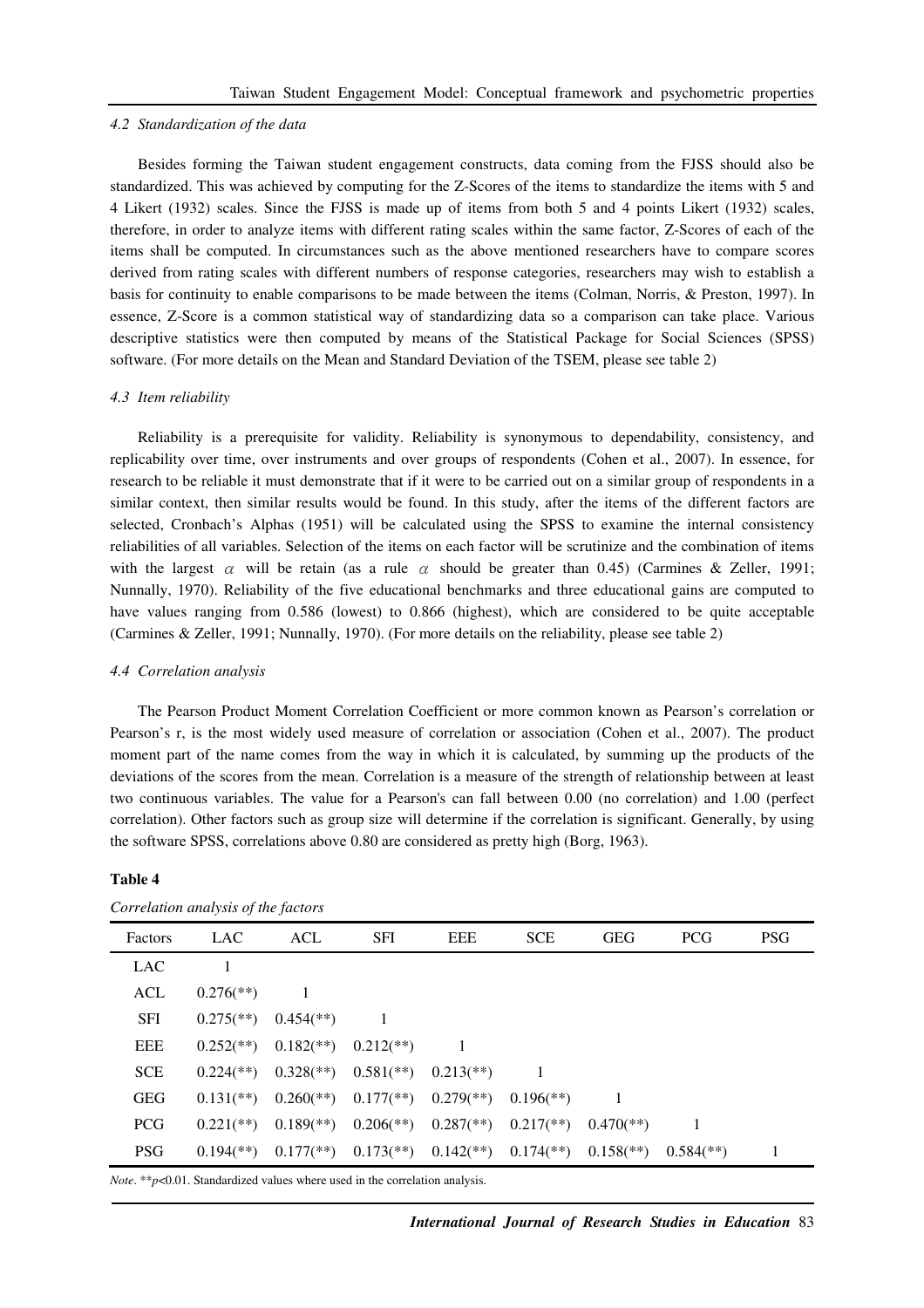### 4.2 Standardization of the data

Besides forming the Taiwan student engagement constructs, data coming from the FJSS should also be standardized. This was achieved by computing for the Z-Scores of the items to standardize the items with 5 and 4 Likert (1932) scales. Since the FJSS is made up of items from both 5 and 4 points Likert (1932) scales, therefore, in order to analyze items with different rating scales within the same factor, Z-Scores of each of the items shall be computed. In circumstances such as the above mentioned researchers have to compare scores derived from rating scales with different numbers of response categories, researchers may wish to establish a basis for continuity to enable comparisons to be made between the items (Colman, Norris, & Preston, 1997). In essence, Z-Score is a common statistical way of standardizing data so a comparison can take place. Various descriptive statistics were then computed by means of the Statistical Package for Social Sciences (SPSS) software. (For more details on the Mean and Standard Deviation of the TSEM, please see table 2)

### 4.3 Item reliability

Reliability is a prerequisite for validity. Reliability is synonymous to dependability, consistency, and replicability over time, over instruments and over groups of respondents (Cohen et al., 2007). In essence, for research to be reliable it must demonstrate that if it were to be carried out on a similar group of respondents in a similar context, then similar results would be found. In this study, after the items of the different factors are selected, Cronbach's Alphas (1951) will be calculated using the SPSS to examine the internal consistency reliabilities of all variables. Selection of the items on each factor will be scrutinize and the combination of items with the largest $\alpha$ will be retain (as a rule $\alpha$ should be greater than 0.45) (Carmines & Zeller, 1991; Nunnally, 1970). Reliability of the five educational benchmarks and three educational gains are computed to have values ranging from 0.586 (lowest) to 0.866 (highest), which are considered to be quite acceptable (Carmines & Zeller, 1991; Nunnally, 1970). (For more details on the reliability, please see table 2)

### 4.4 Correlation analysis

The Pearson Product Moment Correlation Coefficient or more common known as Pearson's correlation or Pearson's r, is the most widely used measure of correlation or association (Cohen et al., 2007). The product moment part of the name comes from the way in which it is calculated, by summing up the products of the deviations of the scores from the mean. Correlation is a measure of the strength of relationship between at least two continuous variables. The value for a Pearson's can fall between 0.00 (no correlation) and 1.00 (perfect correlation). Other factors such as group size will determine if the correlation is significant. Generally, by using the software SPSS, correlations above 0.80 are considered as pretty high (Borg, 1963).

**Table 4**

*Correlation analysis of the factors*

| Factors | LAC | ACL | SFI | EEE | SCE | GEG | PCG | PSG |
|---|---|---|---|---|---|---|---|---|
| LAC | 1 | | | | | | | |
| ACL | 0.276(**) | 1 | | | | | | |
| SFI | 0.275(**) | 0.454(**) | 1 | | | | | |
| EEE | 0.252(**) | 0.182(**) | 0.212(**) | 1 | | | | |
| SCE | 0.224(**) | 0.328(**) | 0.581(**) | 0.213(**) | 1 | | | |
| GEG | 0.131(**) | 0.260(**) | 0.177(**) | 0.279(**) | 0.196(**) | 1 | | |
| PCG | 0.221(**) | 0.189(**) | 0.206(**) | 0.287(**) | 0.217(**) | 0.470(**) | 1 | |
| PSG | 0.194(**) | 0.177(**) | 0.173(**) | 0.142(**) | 0.174(**) | 0.158(**) | 0.584(**) | 1 |

*Note*. ** $p<0.01$. Standardized values where used in the correlation analysis.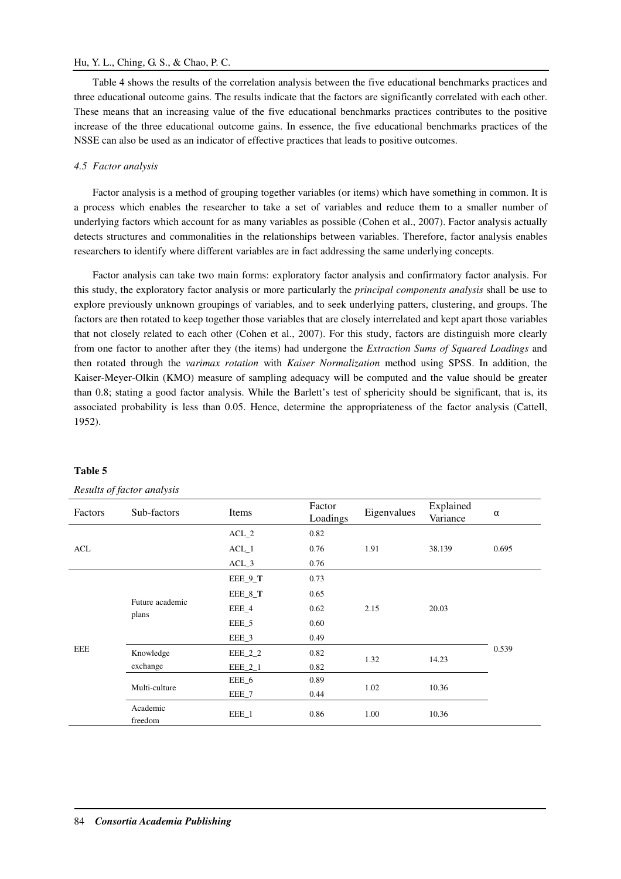Table 4 shows the results of the correlation analysis between the five educational benchmarks practices and three educational outcome gains. The results indicate that the factors are significantly correlated with each other. These means that an increasing value of the five educational benchmarks practices contributes to the positive increase of the three educational outcome gains. In essence, the five educational benchmarks practices of the NSSE can also be used as an indicator of effective practices that leads to positive outcomes.

### *4.5 Factor analysis*

Factor analysis is a method of grouping together variables (or items) which have something in common. It is a process which enables the researcher to take a set of variables and reduce them to a smaller number of underlying factors which account for as many variables as possible (Cohen et al., 2007). Factor analysis actually detects structures and commonalities in the relationships between variables. Therefore, factor analysis enables researchers to identify where different variables are in fact addressing the same underlying concepts.

Factor analysis can take two main forms: exploratory factor analysis and confirmatory factor analysis. For this study, the exploratory factor analysis or more particularly the *principal components analysis* shall be use to explore previously unknown groupings of variables, and to seek underlying patters, clustering, and groups. The factors are then rotated to keep together those variables that are closely interrelated and kept apart those variables that not closely related to each other (Cohen et al., 2007). For this study, factors are distinguish more clearly from one factor to another after they (the items) had undergone the *Extraction Sums of Squared Loadings* and then rotated through the *varimax rotation* with *Kaiser Normalization* method using SPSS. In addition, the Kaiser-Meyer-Olkin (KMO) measure of sampling adequacy will be computed and the value should be greater than 0.8; stating a good factor analysis. While the Barlett's test of sphericity should be significant, that is, its associated probability is less than 0.05. Hence, determine the appropriateness of the factor analysis (Cattell, 1952).

**Table 5**

*Results of factor analysis*

| Factors | Sub-factors | Items | Factor Loadings | Eigenvalues | Explained Variance | α |
|---|---|---|---|---|---|---|
| ACL | | ACL_2 | 0.82 | 1.91 | 38.139 | 0.695 |
| | | ACL_1 | 0.76 | | | |
| | | ACL_3 | 0.76 | | | |
| EEE | Future academic plans | EEE_9_**T** | 0.73 | 2.15 | 20.03 | 0.539 |
| | | EEE_8_**T** | 0.65 | | | |
| | | EEE_4 | 0.62 | | | |
| | | EEE_5 | 0.60 | | | |
| | | EEE_3 | 0.49 | | | |
| | Knowledge exchange | EEE_2_2 | 0.82 | 1.32 | 14.23 | |
| | | EEE_2_1 | 0.82 | | | |
| | Multi-culture | EEE_6 | 0.89 | 1.02 | 10.36 | |
| | | EEE_7 | 0.44 | | | |
| | Academic freedom | EEE_1 | 0.86 | 1.00 | 10.36 | |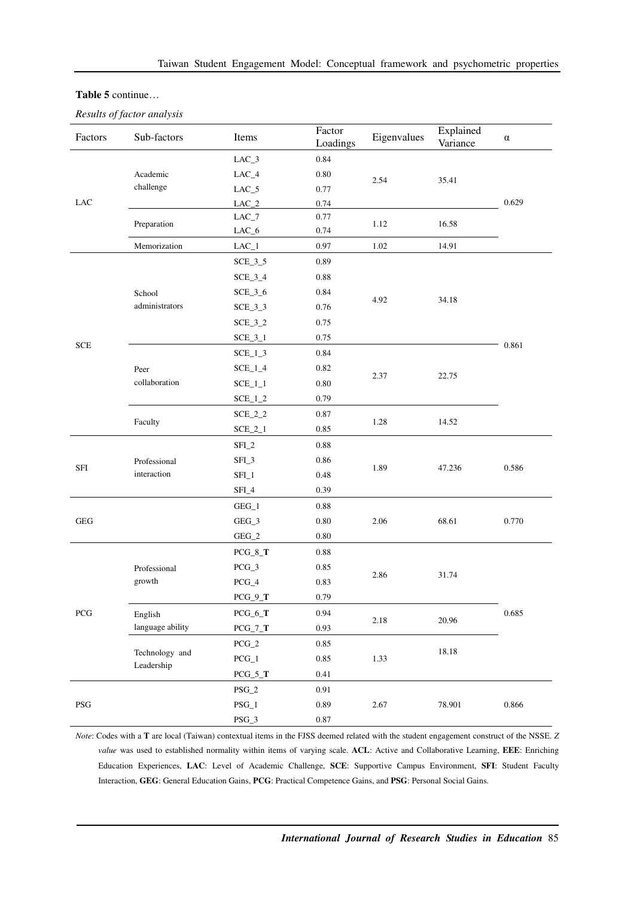**Table 5** continue…

*Results of factor analysis*

| Factors | Sub-factors | Items | Factor Loadings | Eigenvalues | Explained Variance | α |
|---|---|---|---|---|---|---|
| LAC | Academic challenge | LAC_3 | 0.84 | 2.54 | 35.41 | 0.629 |
| | | LAC_4 | 0.80 | | | |
| | | LAC_5 | 0.77 | | | |
| | | LAC_2 | 0.74 | | | |
| | Preparation | LAC_7 | 0.77 | 1.12 | 16.58 | |
| | | LAC_6 | 0.74 | | | |
| | Memorization | LAC_1 | 0.97 | 1.02 | 14.91 | |
| SCE | School administrators | SCE_3_5 | 0.89 | 4.92 | 34.18 | 0.861 |
| | | SCE_3_4 | 0.88 | | | |
| | | SCE_3_6 | 0.84 | | | |
| | | SCE_3_3 | 0.76 | | | |
| | | SCE_3_2 | 0.75 | | | |
| | | SCE_3_1 | 0.75 | | | |
| | Peer collaboration | SCE_1_3 | 0.84 | 2.37 | 22.75 | |
| | | SCE_1_4 | 0.82 | | | |
| | | SCE_1_1 | 0.80 | | | |
| | | SCE_1_2 | 0.79 | | | |
| | Faculty | SCE_2_2 | 0.87 | 1.28 | 14.52 | |
| | | SCE_2_1 | 0.85 | | | |
| SFI | Professional interaction | SFI_2 | 0.88 | 1.89 | 47.236 | 0.586 |
| | | SFI_3 | 0.86 | | | |
| | | SFI_1 | 0.48 | | | |
| | | SFI_4 | 0.39 | | | |
| GEG | | GEG_1 | 0.88 | 2.06 | 68.61 | 0.770 |
| | | GEG_3 | 0.80 | | | |
| | | GEG_2 | 0.80 | | | |
| PCG | Professional growth | PCG_8_**T** | 0.88 | 2.86 | 31.74 | 0.685 |
| | | PCG_3 | 0.85 | | | |
| | | PCG_4 | 0.83 | | | |
| | | PCG_9_**T** | 0.79 | | | |
| | English language ability | PCG_6_**T** | 0.94 | 2.18 | 20.96 | |
| | | PCG_7_**T** | 0.93 | | | |
| | Technology and Leadership | PCG_2 | 0.85 | 1.33 | 18.18 | |
| | | PCG_1 | 0.85 | | | |
| | | PCG_5_**T** | 0.41 | | | |
| PSG | | PSG_2 | 0.91 | 2.67 | 78.901 | 0.866 |
| | | PSG_1 | 0.89 | | | |
| | | PSG_3 | 0.87 | | | |

*Note*: Codes with a **T** are local (Taiwan) contextual items in the FJSS deemed related with the student engagement construct of the NSSE. *Z value* was used to established normality within items of varying scale. **ACL**: Active and Collaborative Learning, **EEE**: Enriching Education Experiences, **LAC**: Level of Academic Challenge, **SCE**: Supportive Campus Environment, **SFI**: Student Faculty Interaction, **GEG**: General Education Gains, **PCG**: Practical Competence Gains, and **PSG**: Personal Social Gains.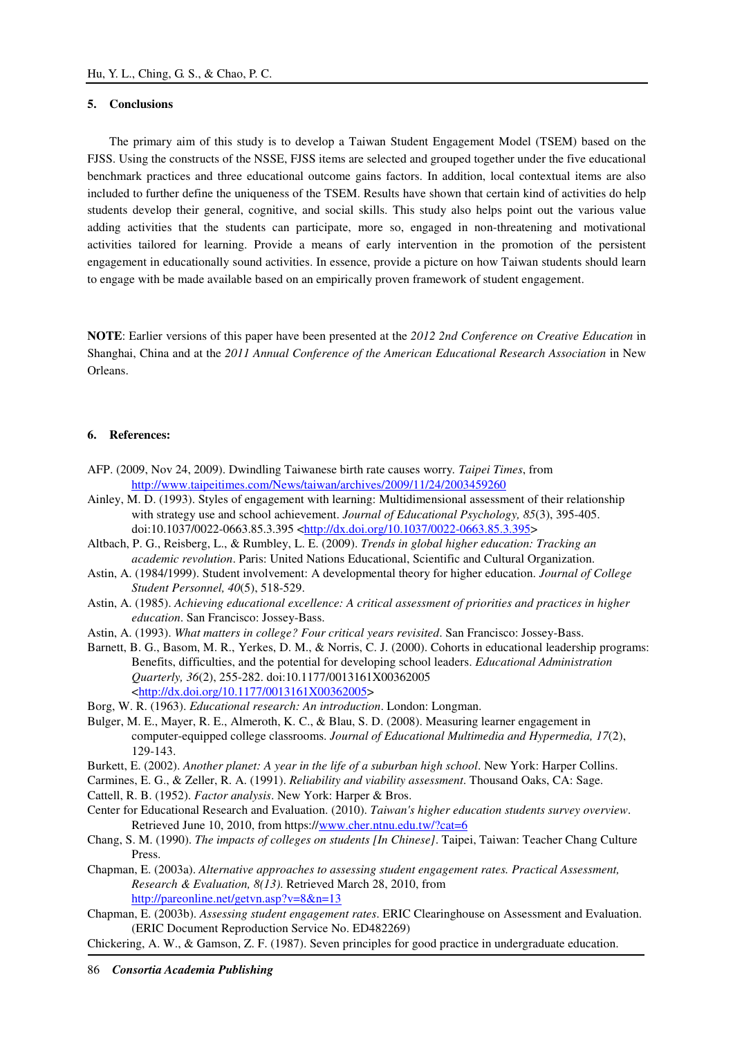## 5. Conclusions

The primary aim of this study is to develop a Taiwan Student Engagement Model (TSEM) based on the FJSS. Using the constructs of the NSSE, FJSS items are selected and grouped together under the five educational benchmark practices and three educational outcome gains factors. In addition, local contextual items are also included to further define the uniqueness of the TSEM. Results have shown that certain kind of activities do help students develop their general, cognitive, and social skills. This study also helps point out the various value adding activities that the students can participate, more so, engaged in non-threatening and motivational activities tailored for learning. Provide a means of early intervention in the promotion of the persistent engagement in educationally sound activities. In essence, provide a picture on how Taiwan students should learn to engage with be made available based on an empirically proven framework of student engagement.

**NOTE**: Earlier versions of this paper have been presented at the *2012 2nd Conference on Creative Education* in Shanghai, China and at the *2011 Annual Conference of the American Educational Research Association* in New Orleans.

## 6. References:

AFP. (2009, Nov 24, 2009). Dwindling Taiwanese birth rate causes worry. *Taipei Times*, from http://www.taipeitimes.com/News/taiwan/archives/2009/11/24/2003459260

Ainley, M. D. (1993). Styles of engagement with learning: Multidimensional assessment of their relationship with strategy use and school achievement. *Journal of Educational Psychology, 85*(3), 395-405. doi:10.1037/0022-0663.85.3.395 <http://dx.doi.org/10.1037/0022-0663.85.3.395>

Altbach, P. G., Reisberg, L., & Rumbley, L. E. (2009). *Trends in global higher education: Tracking an academic revolution*. Paris: United Nations Educational, Scientific and Cultural Organization.

Astin, A. (1984/1999). Student involvement: A developmental theory for higher education. *Journal of College Student Personnel, 40*(5), 518-529.

Astin, A. (1985). *Achieving educational excellence: A critical assessment of priorities and practices in higher education*. San Francisco: Jossey-Bass.

Astin, A. (1993). *What matters in college? Four critical years revisited*. San Francisco: Jossey-Bass.

Barnett, B. G., Basom, M. R., Yerkes, D. M., & Norris, C. J. (2000). Cohorts in educational leadership programs: Benefits, difficulties, and the potential for developing school leaders. *Educational Administration Quarterly, 36*(2), 255-282. doi:10.1177/0013161X00362005 <http://dx.doi.org/10.1177/0013161X00362005>

Borg, W. R. (1963). *Educational research: An introduction*. London: Longman.

Bulger, M. E., Mayer, R. E., Almeroth, K. C., & Blau, S. D. (2008). Measuring learner engagement in computer-equipped college classrooms. *Journal of Educational Multimedia and Hypermedia, 17*(2), 129-143.

Burkett, E. (2002). *Another planet: A year in the life of a suburban high school*. New York: Harper Collins.

Carmines, E. G., & Zeller, R. A. (1991). *Reliability and viability assessment*. Thousand Oaks, CA: Sage.

Cattell, R. B. (1952). *Factor analysis*. New York: Harper & Bros.

Center for Educational Research and Evaluation. (2010). *Taiwan's higher education students survey overview*. Retrieved June 10, 2010, from https://www.cher.ntnu.edu.tw/?cat=6

Chang, S. M. (1990). *The impacts of colleges on students [In Chinese]*. Taipei, Taiwan: Teacher Chang Culture Press.

Chapman, E. (2003a). *Alternative approaches to assessing student engagement rates. Practical Assessment, Research & Evaluation, 8(13)*. Retrieved March 28, 2010, from http://pareonline.net/getvn.asp?v=8&n=13

Chapman, E. (2003b). *Assessing student engagement rates*. ERIC Clearinghouse on Assessment and Evaluation. (ERIC Document Reproduction Service No. ED482269)

Chickering, A. W., & Gamson, Z. F. (1987). Seven principles for good practice in undergraduate education.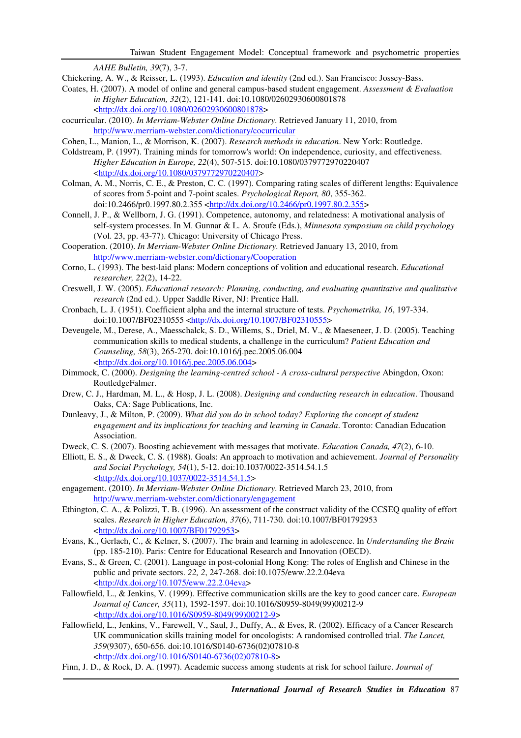*AAHE Bulletin, 39*(7), 3-7.

Chickering, A. W., & Reisser, L. (1993). *Education and identity* (2nd ed.). San Francisco: Jossey-Bass.

Coates, H. (2007). A model of online and general campus-based student engagement. *Assessment & Evaluation in Higher Education, 32*(2), 121-141. doi:10.1080/02602930600801878 <http://dx.doi.org/10.1080/02602930600801878>

cocurricular. (2010). *In Merriam-Webster Online Dictionary*. Retrieved January 11, 2010, from http://www.merriam-webster.com/dictionary/cocurricular

Cohen, L., Manion, L., & Morrison, K. (2007). *Research methods in education*. New York: Routledge.

Coldstream, P. (1997). Training minds for tomorrow's world: On independence, curiosity, and effectiveness. *Higher Education in Europe, 22*(4), 507-515. doi:10.1080/0379772970220407 <http://dx.doi.org/10.1080/0379772970220407>

Colman, A. M., Norris, C. E., & Preston, C. C. (1997). Comparing rating scales of different lengths: Equivalence of scores from 5-point and 7-point scales. *Psychological Report, 80*, 355-362. doi:10.2466/pr0.1997.80.2.355 <http://dx.doi.org/10.2466/pr0.1997.80.2.355>

Connell, J. P., & Wellborn, J. G. (1991). Competence, autonomy, and relatedness: A motivational analysis of self-system processes. In M. Gunnar & L. A. Sroufe (Eds.), *Minnesota symposium on child psychology* (Vol. 23, pp. 43-77). Chicago: University of Chicago Press.

Cooperation. (2010). *In Merriam-Webster Online Dictionary*. Retrieved January 13, 2010, from http://www.merriam-webster.com/dictionary/Cooperation

Corno, L. (1993). The best-laid plans: Modern conceptions of volition and educational research. *Educational researcher, 22*(2), 14-22.

Creswell, J. W. (2005). *Educational research: Planning, conducting, and evaluating quantitative and qualitative research* (2nd ed.). Upper Saddle River, NJ: Prentice Hall.

Cronbach, L. J. (1951). Coefficient alpha and the internal structure of tests. *Psychometrika, 16*, 197-334. doi:10.1007/BF02310555 <http://dx.doi.org/10.1007/BF02310555>

Deveugele, M., Derese, A., Maesschalck, S. D., Willems, S., Driel, M. V., & Maeseneer, J. D. (2005). Teaching communication skills to medical students, a challenge in the curriculum? *Patient Education and Counseling, 58*(3), 265-270. doi:10.1016/j.pec.2005.06.004 <http://dx.doi.org/10.1016/j.pec.2005.06.004>

Dimmock, C. (2000). *Designing the learning-centred school - A cross-cultural perspective* Abingdon, Oxon: RoutledgeFalmer.

Drew, C. J., Hardman, M. L., & Hosp, J. L. (2008). *Designing and conducting research in education*. Thousand Oaks, CA: Sage Publications, Inc.

Dunleavy, J., & Milton, P. (2009). *What did you do in school today? Exploring the concept of student engagement and its implications for teaching and learning in Canada*. Toronto: Canadian Education Association.

Dweck, C. S. (2007). Boosting achievement with messages that motivate. *Education Canada, 47*(2), 6-10.

Elliott, E. S., & Dweck, C. S. (1988). Goals: An approach to motivation and achievement. *Journal of Personality and Social Psychology, 54*(1), 5-12. doi:10.1037/0022-3514.54.1.5 <http://dx.doi.org/10.1037/0022-3514.54.1.5>

engagement. (2010). *In Merriam-Webster Online Dictionary*. Retrieved March 23, 2010, from http://www.merriam-webster.com/dictionary/engagement

Ethington, C. A., & Polizzi, T. B. (1996). An assessment of the construct validity of the CCSEQ quality of effort scales. *Research in Higher Education, 37*(6), 711-730. doi:10.1007/BF01792953 <http://dx.doi.org/10.1007/BF01792953>

Evans, K., Gerlach, C., & Kelner, S. (2007). The brain and learning in adolescence. In *Understanding the Brain* (pp. 185-210). Paris: Centre for Educational Research and Innovation (OECD).

Evans, S., & Green, C. (2001). Language in post-colonial Hong Kong: The roles of English and Chinese in the public and private sectors. *22, 2*, 247-268. doi:10.1075/eww.22.2.04eva <http://dx.doi.org/10.1075/eww.22.2.04eva>

Fallowfield, L., & Jenkins, V. (1999). Effective communication skills are the key to good cancer care. *European Journal of Cancer, 35*(11), 1592-1597. doi:10.1016/S0959-8049(99)00212-9 <http://dx.doi.org/10.1016/S0959-8049(99)00212-9>

Fallowfield, L., Jenkins, V., Farewell, V., Saul, J., Duffy, A., & Eves, R. (2002). Efficacy of a Cancer Research UK communication skills training model for oncologists: A randomised controlled trial. *The Lancet, 359*(9307), 650-656. doi:10.1016/S0140-6736(02)07810-8 <http://dx.doi.org/10.1016/S0140-6736(02)07810-8>

Finn, J. D., & Rock, D. A. (1997). Academic success among students at risk for school failure. *Journal of*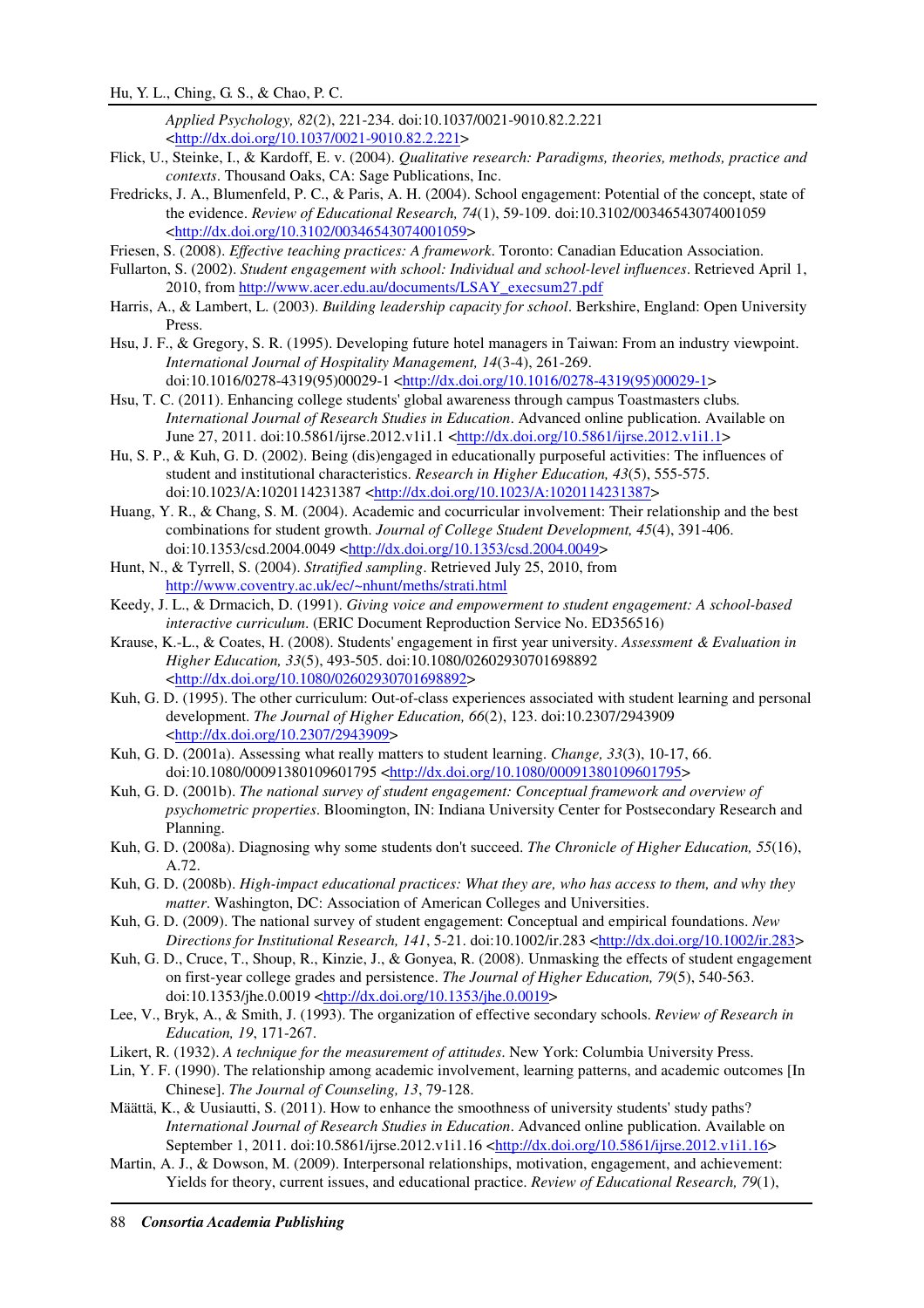*Applied Psychology, 82*(2), 221-234. doi:10.1037/0021-9010.82.2.221 <http://dx.doi.org/10.1037/0021-9010.82.2.221>

Flick, U., Steinke, I., & Kardoff, E. v. (2004). *Qualitative research: Paradigms, theories, methods, practice and contexts*. Thousand Oaks, CA: Sage Publications, Inc.

Fredricks, J. A., Blumenfeld, P. C., & Paris, A. H. (2004). School engagement: Potential of the concept, state of the evidence. *Review of Educational Research, 74*(1), 59-109. doi:10.3102/00346543074001059 <http://dx.doi.org/10.3102/00346543074001059>

Friesen, S. (2008). *Effective teaching practices: A framework*. Toronto: Canadian Education Association.

Fullarton, S. (2002). *Student engagement with school: Individual and school-level influences*. Retrieved April 1, 2010, from http://www.acer.edu.au/documents/LSAY_execsum27.pdf

Harris, A., & Lambert, L. (2003). *Building leadership capacity for school*. Berkshire, England: Open University Press.

Hsu, J. F., & Gregory, S. R. (1995). Developing future hotel managers in Taiwan: From an industry viewpoint. *International Journal of Hospitality Management, 14*(3-4), 261-269. doi:10.1016/0278-4319(95)00029-1 <http://dx.doi.org/10.1016/0278-4319(95)00029-1>

Hsu, T. C. (2011). Enhancing college students' global awareness through campus Toastmasters clubs. *International Journal of Research Studies in Education*. Advanced online publication. Available on June 27, 2011. doi:10.5861/ijrse.2012.v1i1.1 <http://dx.doi.org/10.5861/ijrse.2012.v1i1.1>

Hu, S. P., & Kuh, G. D. (2002). Being (dis)engaged in educationally purposeful activities: The influences of student and institutional characteristics. *Research in Higher Education, 43*(5), 555-575. doi:10.1023/A:1020114231387 <http://dx.doi.org/10.1023/A:1020114231387>

Huang, Y. R., & Chang, S. M. (2004). Academic and cocurricular involvement: Their relationship and the best combinations for student growth. *Journal of College Student Development, 45*(4), 391-406. doi:10.1353/csd.2004.0049 <http://dx.doi.org/10.1353/csd.2004.0049>

Hunt, N., & Tyrrell, S. (2004). *Stratified sampling*. Retrieved July 25, 2010, from http://www.coventry.ac.uk/ec/~nhunt/meths/strati.html

Keedy, J. L., & Drmacich, D. (1991). *Giving voice and empowerment to student engagement: A school-based interactive curriculum*. (ERIC Document Reproduction Service No. ED356516)

Krause, K.-L., & Coates, H. (2008). Students' engagement in first year university. *Assessment & Evaluation in Higher Education, 33*(5), 493-505. doi:10.1080/02602930701698892 <http://dx.doi.org/10.1080/02602930701698892>

Kuh, G. D. (1995). The other curriculum: Out-of-class experiences associated with student learning and personal development. *The Journal of Higher Education, 66*(2), 123. doi:10.2307/2943909 <http://dx.doi.org/10.2307/2943909>

Kuh, G. D. (2001a). Assessing what really matters to student learning. *Change, 33*(3), 10-17, 66. doi:10.1080/00091380109601795 <http://dx.doi.org/10.1080/00091380109601795>

Kuh, G. D. (2001b). *The national survey of student engagement: Conceptual framework and overview of psychometric properties*. Bloomington, IN: Indiana University Center for Postsecondary Research and Planning.

Kuh, G. D. (2008a). Diagnosing why some students don't succeed. *The Chronicle of Higher Education, 55*(16), A.72.

Kuh, G. D. (2008b). *High-impact educational practices: What they are, who has access to them, and why they matter*. Washington, DC: Association of American Colleges and Universities.

Kuh, G. D. (2009). The national survey of student engagement: Conceptual and empirical foundations. *New Directions for Institutional Research, 141*, 5-21. doi:10.1002/ir.283 <http://dx.doi.org/10.1002/ir.283>

Kuh, G. D., Cruce, T., Shoup, R., Kinzie, J., & Gonyea, R. (2008). Unmasking the effects of student engagement on first-year college grades and persistence. *The Journal of Higher Education, 79*(5), 540-563. doi:10.1353/jhe.0.0019 <http://dx.doi.org/10.1353/jhe.0.0019>

Lee, V., Bryk, A., & Smith, J. (1993). The organization of effective secondary schools. *Review of Research in Education, 19*, 171-267.

Likert, R. (1932). *A technique for the measurement of attitudes*. New York: Columbia University Press.

Lin, Y. F. (1990). The relationship among academic involvement, learning patterns, and academic outcomes [In Chinese]. *The Journal of Counseling, 13*, 79-128.

Määttä, K., & Uusiautti, S. (2011). How to enhance the smoothness of university students' study paths? *International Journal of Research Studies in Education*. Advanced online publication. Available on September 1, 2011. doi:10.5861/ijrse.2012.v1i1.16 <http://dx.doi.org/10.5861/ijrse.2012.v1i1.16>

Martin, A. J., & Dowson, M. (2009). Interpersonal relationships, motivation, engagement, and achievement: Yields for theory, current issues, and educational practice. *Review of Educational Research, 79*(1),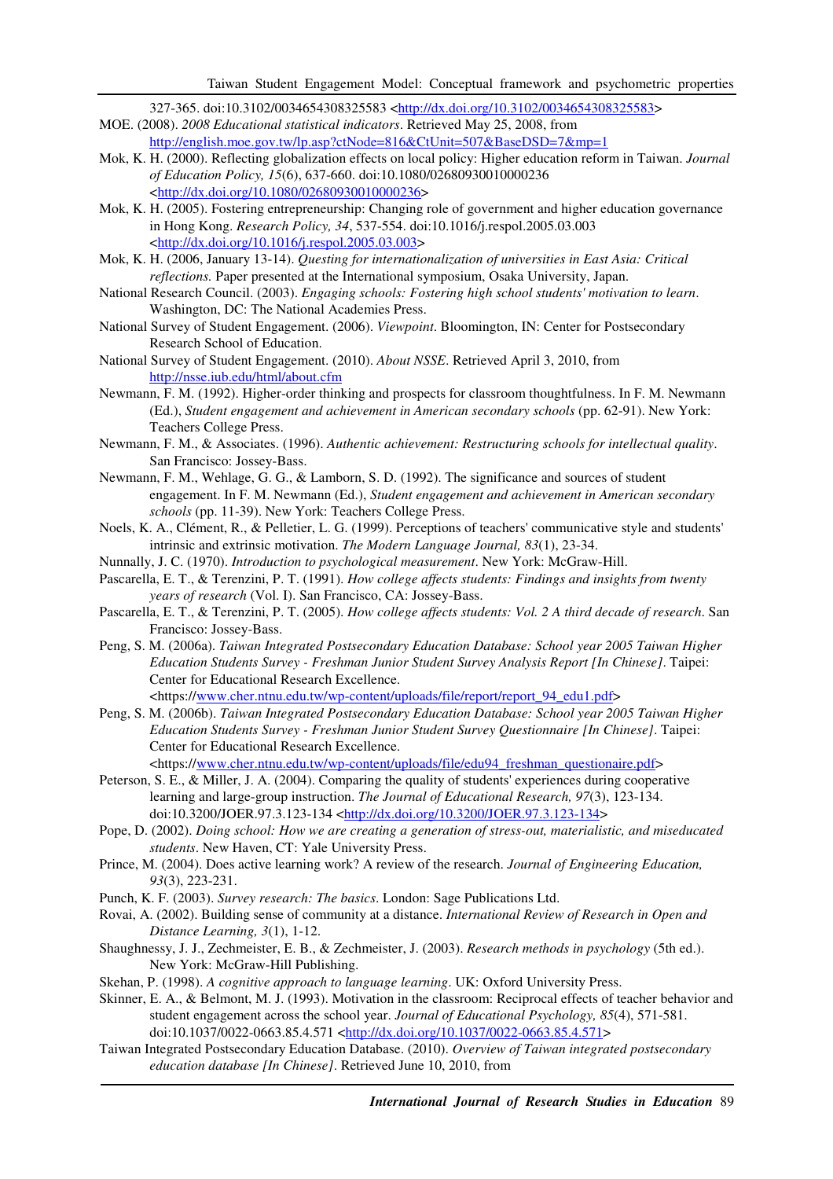327-365. doi:10.3102/0034654308325583 <http://dx.doi.org/10.3102/0034654308325583>

MOE. (2008). *2008 Educational statistical indicators*. Retrieved May 25, 2008, from http://english.moe.gov.tw/lp.asp?ctNode=816&CtUnit=507&BaseDSD=7&mp=1

Mok, K. H. (2000). Reflecting globalization effects on local policy: Higher education reform in Taiwan. *Journal of Education Policy, 15*(6), 637-660. doi:10.1080/02680930010000236 <http://dx.doi.org/10.1080/02680930010000236>

Mok, K. H. (2005). Fostering entrepreneurship: Changing role of government and higher education governance in Hong Kong. *Research Policy, 34*, 537-554. doi:10.1016/j.respol.2005.03.003 <http://dx.doi.org/10.1016/j.respol.2005.03.003>

Mok, K. H. (2006, January 13-14). *Questing for internationalization of universities in East Asia: Critical reflections.* Paper presented at the International symposium, Osaka University, Japan.

National Research Council. (2003). *Engaging schools: Fostering high school students' motivation to learn*. Washington, DC: The National Academies Press.

National Survey of Student Engagement. (2006). *Viewpoint*. Bloomington, IN: Center for Postsecondary Research School of Education.

National Survey of Student Engagement. (2010). *About NSSE*. Retrieved April 3, 2010, from http://nsse.iub.edu/html/about.cfm

Newmann, F. M. (1992). Higher-order thinking and prospects for classroom thoughtfulness. In F. M. Newmann (Ed.), *Student engagement and achievement in American secondary schools* (pp. 62-91). New York: Teachers College Press.

Newmann, F. M., & Associates. (1996). *Authentic achievement: Restructuring schools for intellectual quality*. San Francisco: Jossey-Bass.

Newmann, F. M., Wehlage, G. G., & Lamborn, S. D. (1992). The significance and sources of student engagement. In F. M. Newmann (Ed.), *Student engagement and achievement in American secondary schools* (pp. 11-39). New York: Teachers College Press.

Noels, K. A., Clément, R., & Pelletier, L. G. (1999). Perceptions of teachers' communicative style and students' intrinsic and extrinsic motivation. *The Modern Language Journal, 83*(1), 23-34.

Nunnally, J. C. (1970). *Introduction to psychological measurement*. New York: McGraw-Hill.

Pascarella, E. T., & Terenzini, P. T. (1991). *How college affects students: Findings and insights from twenty years of research* (Vol. I). San Francisco, CA: Jossey-Bass.

Pascarella, E. T., & Terenzini, P. T. (2005). *How college affects students: Vol. 2 A third decade of research*. San Francisco: Jossey-Bass.

Peng, S. M. (2006a). *Taiwan Integrated Postsecondary Education Database: School year 2005 Taiwan Higher Education Students Survey - Freshman Junior Student Survey Analysis Report [In Chinese]*. Taipei: Center for Educational Research Excellence. <https://www.cher.ntnu.edu.tw/wp-content/uploads/file/report/report_94_edu1.pdf>

Peng, S. M. (2006b). *Taiwan Integrated Postsecondary Education Database: School year 2005 Taiwan Higher Education Students Survey - Freshman Junior Student Survey Questionnaire [In Chinese]*. Taipei: Center for Educational Research Excellence. <https://www.cher.ntnu.edu.tw/wp-content/uploads/file/edu94_freshman_questionaire.pdf>

Peterson, S. E., & Miller, J. A. (2004). Comparing the quality of students' experiences during cooperative learning and large-group instruction. *The Journal of Educational Research, 97*(3), 123-134. doi:10.3200/JOER.97.3.123-134 <http://dx.doi.org/10.3200/JOER.97.3.123-134>

Pope, D. (2002). *Doing school: How we are creating a generation of stress-out, materialistic, and miseducated students*. New Haven, CT: Yale University Press.

Prince, M. (2004). Does active learning work? A review of the research. *Journal of Engineering Education, 93*(3), 223-231.

Punch, K. F. (2003). *Survey research: The basics*. London: Sage Publications Ltd.

Rovai, A. (2002). Building sense of community at a distance. *International Review of Research in Open and Distance Learning, 3*(1), 1-12.

Shaughnessy, J. J., Zechmeister, E. B., & Zechmeister, J. (2003). *Research methods in psychology* (5th ed.). New York: McGraw-Hill Publishing.

Skehan, P. (1998). *A cognitive approach to language learning*. UK: Oxford University Press.

Skinner, E. A., & Belmont, M. J. (1993). Motivation in the classroom: Reciprocal effects of teacher behavior and student engagement across the school year. *Journal of Educational Psychology, 85*(4), 571-581. doi:10.1037/0022-0663.85.4.571 <http://dx.doi.org/10.1037/0022-0663.85.4.571>

Taiwan Integrated Postsecondary Education Database. (2010). *Overview of Taiwan integrated postsecondary education database [In Chinese]*. Retrieved June 10, 2010, from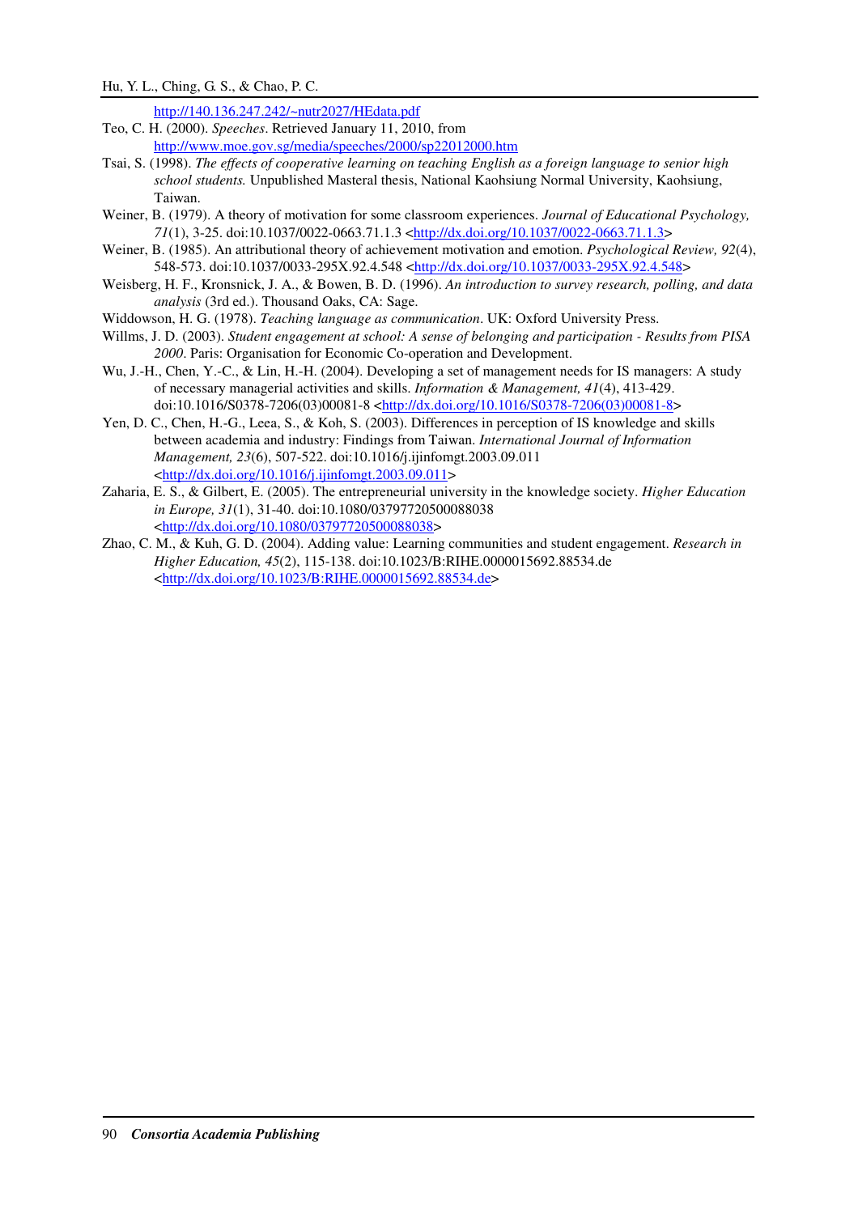http://140.136.247.242/~nutr2027/HEdata.pdf

Teo, C. H. (2000). *Speeches*. Retrieved January 11, 2010, from http://www.moe.gov.sg/media/speeches/2000/sp22012000.htm

Tsai, S. (1998). *The effects of cooperative learning on teaching English as a foreign language to senior high school students.* Unpublished Masteral thesis, National Kaohsiung Normal University, Kaohsiung, Taiwan.

Weiner, B. (1979). A theory of motivation for some classroom experiences. *Journal of Educational Psychology, 71*(1), 3-25. doi:10.1037/0022-0663.71.1.3 <http://dx.doi.org/10.1037/0022-0663.71.1.3>

Weiner, B. (1985). An attributional theory of achievement motivation and emotion. *Psychological Review, 92*(4), 548-573. doi:10.1037/0033-295X.92.4.548 <http://dx.doi.org/10.1037/0033-295X.92.4.548>

Weisberg, H. F., Kronsnick, J. A., & Bowen, B. D. (1996). *An introduction to survey research, polling, and data analysis* (3rd ed.). Thousand Oaks, CA: Sage.

Widdowson, H. G. (1978). *Teaching language as communication*. UK: Oxford University Press.

Willms, J. D. (2003). *Student engagement at school: A sense of belonging and participation - Results from PISA 2000*. Paris: Organisation for Economic Co-operation and Development.

Wu, J.-H., Chen, Y.-C., & Lin, H.-H. (2004). Developing a set of management needs for IS managers: A study of necessary managerial activities and skills. *Information & Management, 41*(4), 413-429. doi:10.1016/S0378-7206(03)00081-8 <http://dx.doi.org/10.1016/S0378-7206(03)00081-8>

Yen, D. C., Chen, H.-G., Leea, S., & Koh, S. (2003). Differences in perception of IS knowledge and skills between academia and industry: Findings from Taiwan. *International Journal of Information Management, 23*(6), 507-522. doi:10.1016/j.ijinfomgt.2003.09.011 <http://dx.doi.org/10.1016/j.ijinfomgt.2003.09.011>

Zaharia, E. S., & Gilbert, E. (2005). The entrepreneurial university in the knowledge society. *Higher Education in Europe, 31*(1), 31-40. doi:10.1080/03797720500088038 <http://dx.doi.org/10.1080/03797720500088038>

Zhao, C. M., & Kuh, G. D. (2004). Adding value: Learning communities and student engagement. *Research in Higher Education, 45*(2), 115-138. doi:10.1023/B:RIHE.0000015692.88534.de <http://dx.doi.org/10.1023/B:RIHE.0000015692.88534.de>